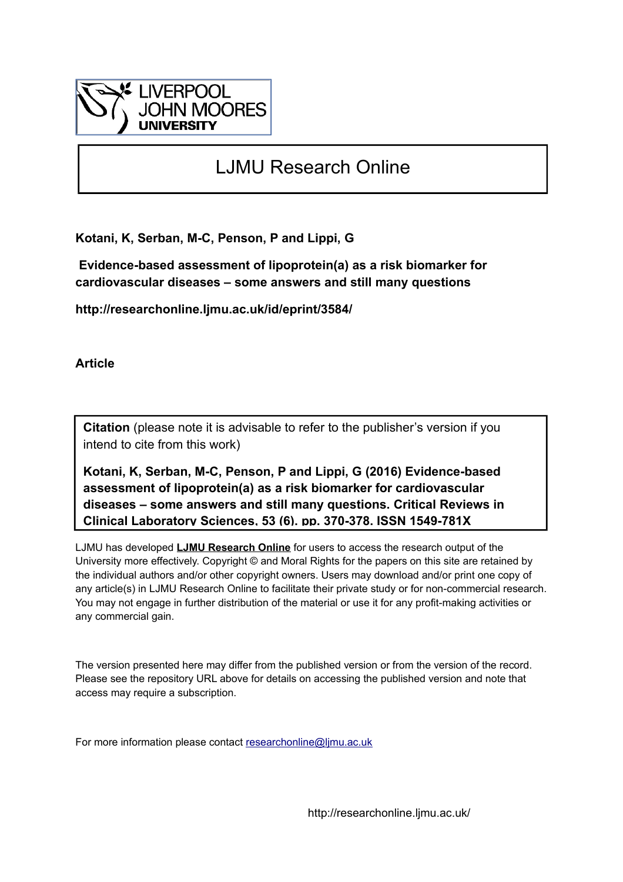LIVERPOOL JOHN MOORES UNIVERSITY

# LJMU Research Online

**Kotani, K, Serban, M-C, Penson, P and Lippi, G**

**Evidence-based assessment of lipoprotein(a) as a risk biomarker for cardiovascular diseases – some answers and still many questions**

**http://researchonline.ljmu.ac.uk/id/eprint/3584/**

**Article**

**Citation** (please note it is advisable to refer to the publisher's version if you intend to cite from this work)

**Kotani, K, Serban, M-C, Penson, P and Lippi, G (2016) Evidence-based assessment of lipoprotein(a) as a risk biomarker for cardiovascular diseases – some answers and still many questions. Critical Reviews in Clinical Laboratory Sciences, 53 (6). pp. 370-378. ISSN 1549-781X**

LJMU has developed **LJMU Research Online** for users to access the research output of the University more effectively. Copyright © and Moral Rights for the papers on this site are retained by the individual authors and/or other copyright owners. Users may download and/or print one copy of any article(s) in LJMU Research Online to facilitate their private study or for non-commercial research. You may not engage in further distribution of the material or use it for any profit-making activities or any commercial gain.

The version presented here may differ from the published version or from the version of the record. Please see the repository URL above for details on accessing the published version and note that access may require a subscription.

For more information please contact researchonline@ljmu.ac.uk

http://researchonline.ljmu.ac.uk/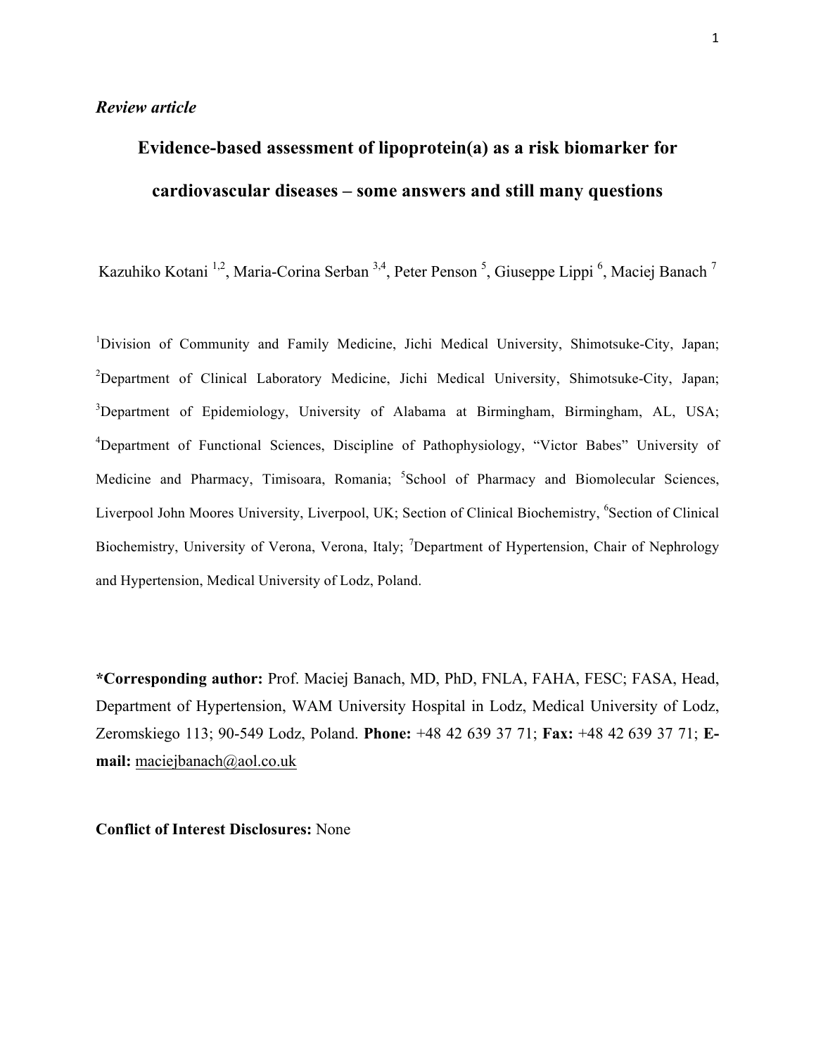*Review article*

# Evidence-based assessment of lipoprotein(a) as a risk biomarker for cardiovascular diseases – some answers and still many questions

Kazuhiko Kotani [1,2], Maria-Corina Serban [3,4], Peter Penson [5], Giuseppe Lippi [6], Maciej Banach [7]

[1]Division of Community and Family Medicine, Jichi Medical University, Shimotsuke-City, Japan; [2]Department of Clinical Laboratory Medicine, Jichi Medical University, Shimotsuke-City, Japan; [3]Department of Epidemiology, University of Alabama at Birmingham, Birmingham, AL, USA; [4]Department of Functional Sciences, Discipline of Pathophysiology, "Victor Babes" University of Medicine and Pharmacy, Timisoara, Romania; [5]School of Pharmacy and Biomolecular Sciences, Liverpool John Moores University, Liverpool, UK; Section of Clinical Biochemistry, [6]Section of Clinical Biochemistry, University of Verona, Verona, Italy; [7]Department of Hypertension, Chair of Nephrology and Hypertension, Medical University of Lodz, Poland.

**\*Corresponding author:** Prof. Maciej Banach, MD, PhD, FNLA, FAHA, FESC; FASA, Head, Department of Hypertension, WAM University Hospital in Lodz, Medical University of Lodz, Zeromskiego 113; 90-549 Lodz, Poland. **Phone:** +48 42 639 37 71; **Fax:** +48 42 639 37 71; **E-mail:** maciejbanach@aol.co.uk

**Conflict of Interest Disclosures:** None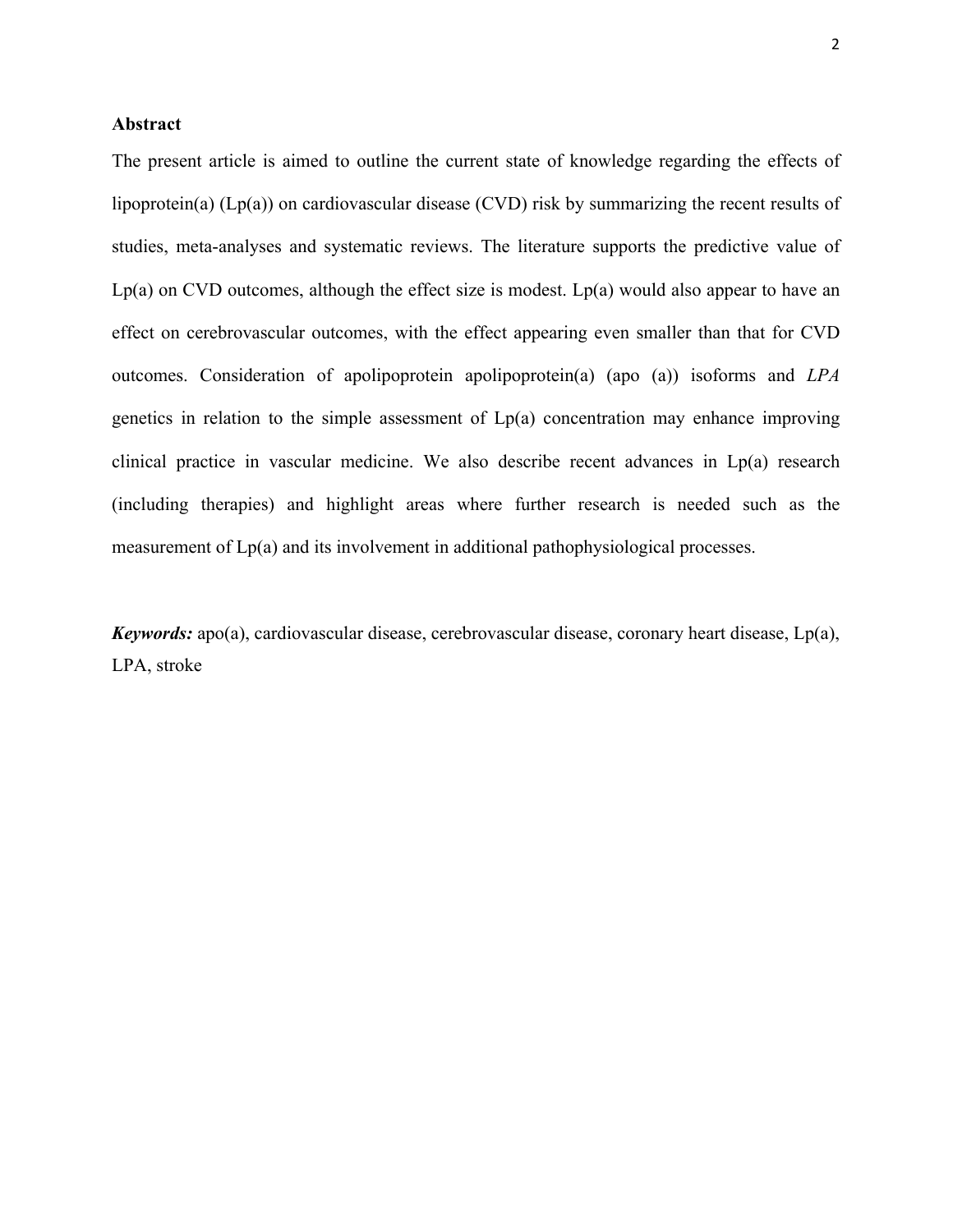**Abstract**

The present article is aimed to outline the current state of knowledge regarding the effects of lipoprotein(a) (Lp(a)) on cardiovascular disease (CVD) risk by summarizing the recent results of studies, meta-analyses and systematic reviews. The literature supports the predictive value of Lp(a) on CVD outcomes, although the effect size is modest. Lp(a) would also appear to have an effect on cerebrovascular outcomes, with the effect appearing even smaller than that for CVD outcomes. Consideration of apolipoprotein apolipoprotein(a) (apo (a)) isoforms and *LPA* genetics in relation to the simple assessment of Lp(a) concentration may enhance improving clinical practice in vascular medicine. We also describe recent advances in Lp(a) research (including therapies) and highlight areas where further research is needed such as the measurement of Lp(a) and its involvement in additional pathophysiological processes.

***Keywords:*** apo(a), cardiovascular disease, cerebrovascular disease, coronary heart disease, Lp(a), LPA, stroke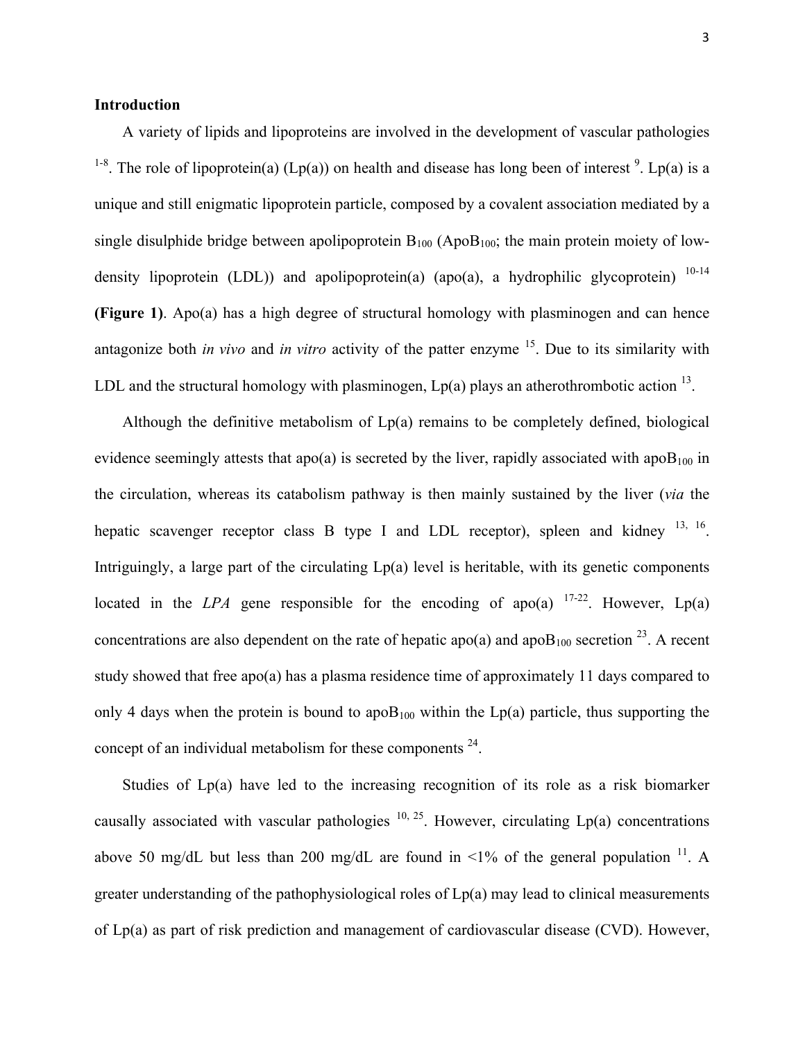## Introduction

A variety of lipids and lipoproteins are involved in the development of vascular pathologies [1-8]. The role of lipoprotein(a) (Lp(a)) on health and disease has long been of interest [9]. Lp(a) is a unique and still enigmatic lipoprotein particle, composed by a covalent association mediated by a single disulphide bridge between apolipoprotein $B_{100}$ ($ApoB_{100}$; the main protein moiety of low-density lipoprotein (LDL)) and apolipoprotein(a) (apo(a), a hydrophilic glycoprotein) [10-14] **(Figure 1)**. Apo(a) has a high degree of structural homology with plasminogen and can hence antagonize both *in vivo* and *in vitro* activity of the patter enzyme [15]. Due to its similarity with LDL and the structural homology with plasminogen, Lp(a) plays an atherothrombotic action [13].

Although the definitive metabolism of Lp(a) remains to be completely defined, biological evidence seemingly attests that apo(a) is secreted by the liver, rapidly associated with $apoB_{100}$ in the circulation, whereas its catabolism pathway is then mainly sustained by the liver (*via* the hepatic scavenger receptor class B type I and LDL receptor), spleen and kidney [13, 16]. Intriguingly, a large part of the circulating Lp(a) level is heritable, with its genetic components located in the *LPA* gene responsible for the encoding of apo(a) [17-22]. However, Lp(a) concentrations are also dependent on the rate of hepatic apo(a) and $apoB_{100}$ secretion [23]. A recent study showed that free apo(a) has a plasma residence time of approximately 11 days compared to only 4 days when the protein is bound to $apoB_{100}$ within the Lp(a) particle, thus supporting the concept of an individual metabolism for these components [24].

Studies of Lp(a) have led to the increasing recognition of its role as a risk biomarker causally associated with vascular pathologies [10, 25]. However, circulating Lp(a) concentrations above 50 mg/dL but less than 200 mg/dL are found in <1% of the general population [11]. A greater understanding of the pathophysiological roles of Lp(a) may lead to clinical measurements of Lp(a) as part of risk prediction and management of cardiovascular disease (CVD). However,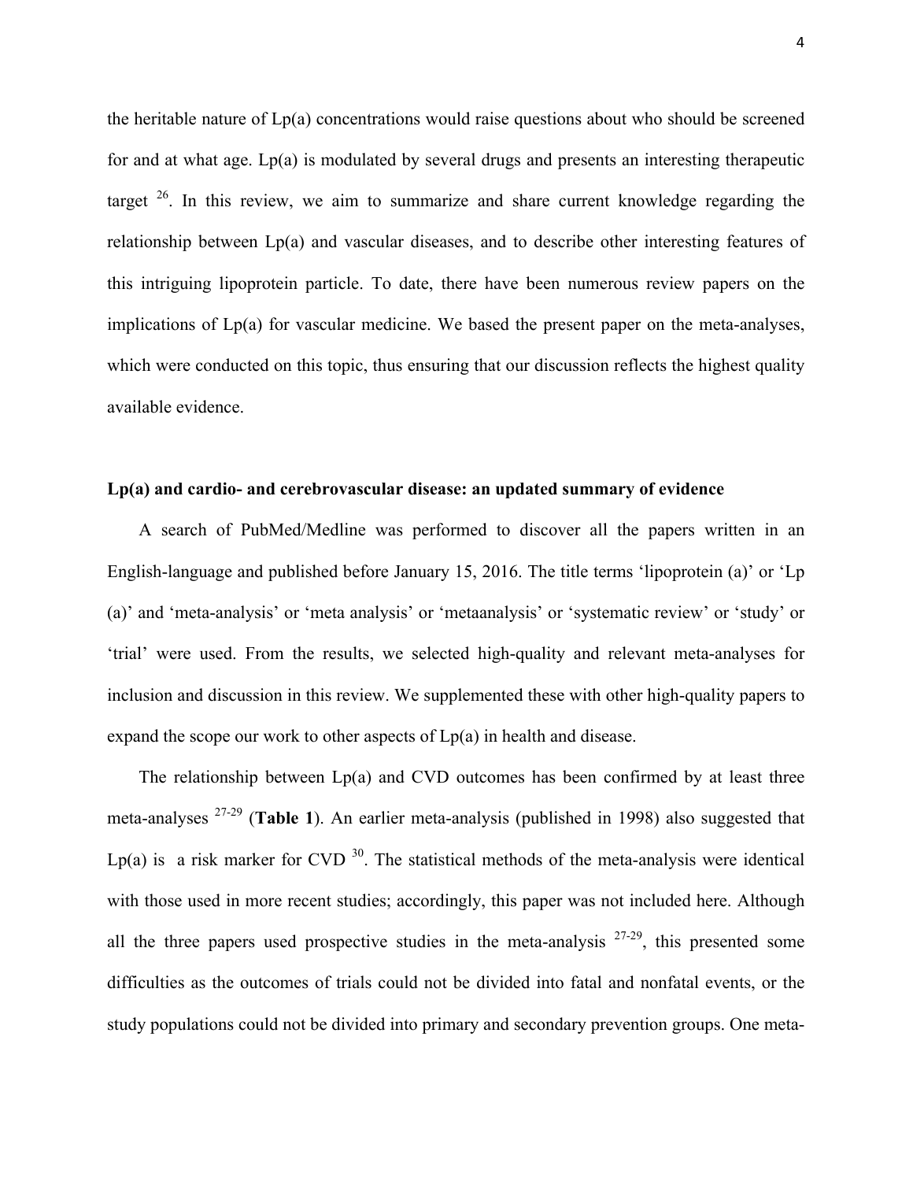the heritable nature of Lp(a) concentrations would raise questions about who should be screened for and at what age. Lp(a) is modulated by several drugs and presents an interesting therapeutic target [26]. In this review, we aim to summarize and share current knowledge regarding the relationship between Lp(a) and vascular diseases, and to describe other interesting features of this intriguing lipoprotein particle. To date, there have been numerous review papers on the implications of Lp(a) for vascular medicine. We based the present paper on the meta-analyses, which were conducted on this topic, thus ensuring that our discussion reflects the highest quality available evidence.

**Lp(a) and cardio- and cerebrovascular disease: an updated summary of evidence**

A search of PubMed/Medline was performed to discover all the papers written in an English-language and published before January 15, 2016. The title terms 'lipoprotein (a)' or 'Lp (a)' and 'meta-analysis' or 'meta analysis' or 'metaanalysis' or 'systematic review' or 'study' or 'trial' were used. From the results, we selected high-quality and relevant meta-analyses for inclusion and discussion in this review. We supplemented these with other high-quality papers to expand the scope our work to other aspects of Lp(a) in health and disease.

The relationship between Lp(a) and CVD outcomes has been confirmed by at least three meta-analyses [27-29] (**Table 1**). An earlier meta-analysis (published in 1998) also suggested that Lp(a) is  a risk marker for CVD [30]. The statistical methods of the meta-analysis were identical with those used in more recent studies; accordingly, this paper was not included here. Although all the three papers used prospective studies in the meta-analysis [27-29], this presented some difficulties as the outcomes of trials could not be divided into fatal and nonfatal events, or the study populations could not be divided into primary and secondary prevention groups. One meta-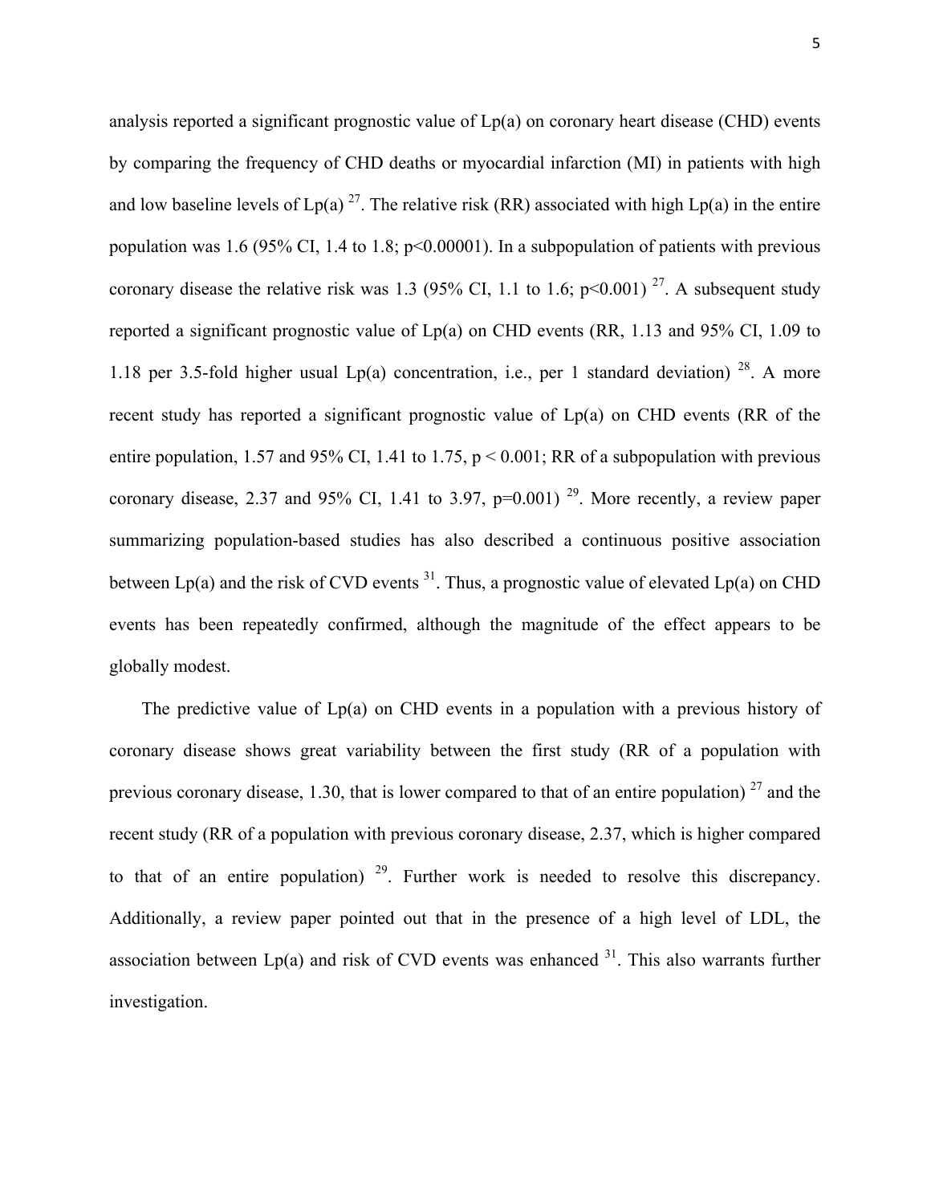analysis reported a significant prognostic value of Lp(a) on coronary heart disease (CHD) events by comparing the frequency of CHD deaths or myocardial infarction (MI) in patients with high and low baseline levels of Lp(a) [27]. The relative risk (RR) associated with high Lp(a) in the entire population was 1.6 (95% CI, 1.4 to 1.8; $p<0.00001$). In a subpopulation of patients with previous coronary disease the relative risk was 1.3 (95% CI, 1.1 to 1.6; $p<0.001$) [27]. A subsequent study reported a significant prognostic value of Lp(a) on CHD events (RR, 1.13 and 95% CI, 1.09 to 1.18 per 3.5-fold higher usual Lp(a) concentration, i.e., per 1 standard deviation) [28]. A more recent study has reported a significant prognostic value of Lp(a) on CHD events (RR of the entire population, 1.57 and 95% CI, 1.41 to 1.75, $p < 0.001$; RR of a subpopulation with previous coronary disease, 2.37 and 95% CI, 1.41 to 3.97, $p=0.001$) [29]. More recently, a review paper summarizing population-based studies has also described a continuous positive association between Lp(a) and the risk of CVD events [31]. Thus, a prognostic value of elevated Lp(a) on CHD events has been repeatedly confirmed, although the magnitude of the effect appears to be globally modest.

The predictive value of Lp(a) on CHD events in a population with a previous history of coronary disease shows great variability between the first study (RR of a population with previous coronary disease, 1.30, that is lower compared to that of an entire population) [27] and the recent study (RR of a population with previous coronary disease, 2.37, which is higher compared to that of an entire population) [29]. Further work is needed to resolve this discrepancy. Additionally, a review paper pointed out that in the presence of a high level of LDL, the association between Lp(a) and risk of CVD events was enhanced [31]. This also warrants further investigation.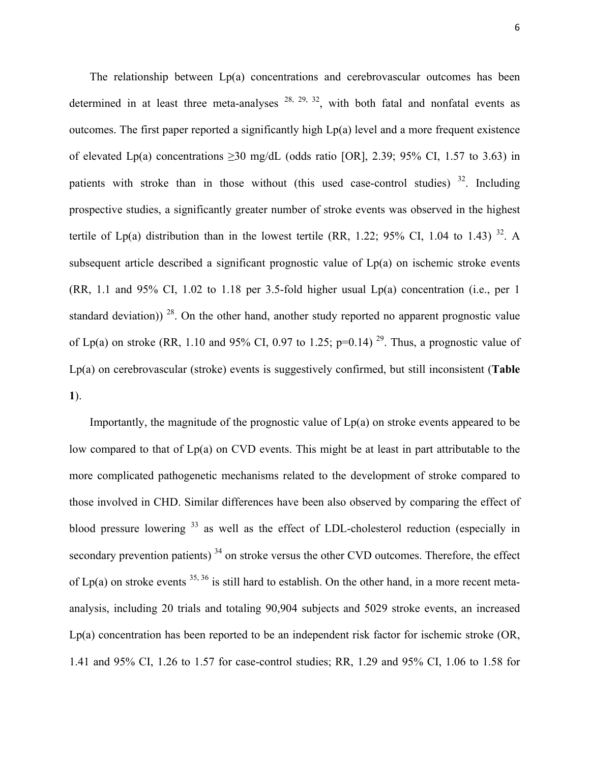The relationship between Lp(a) concentrations and cerebrovascular outcomes has been determined in at least three meta-analyses [28, 29, 32], with both fatal and nonfatal events as outcomes. The first paper reported a significantly high Lp(a) level and a more frequent existence of elevated Lp(a) concentrations ≥30 mg/dL (odds ratio [OR], 2.39; 95% CI, 1.57 to 3.63) in patients with stroke than in those without (this used case-control studies) [32]. Including prospective studies, a significantly greater number of stroke events was observed in the highest tertile of Lp(a) distribution than in the lowest tertile (RR, 1.22; 95% CI, 1.04 to 1.43) [32]. A subsequent article described a significant prognostic value of Lp(a) on ischemic stroke events (RR, 1.1 and 95% CI, 1.02 to 1.18 per 3.5-fold higher usual Lp(a) concentration (i.e., per 1 standard deviation)) [28]. On the other hand, another study reported no apparent prognostic value of Lp(a) on stroke (RR, 1.10 and 95% CI, 0.97 to 1.25; p=0.14) [29]. Thus, a prognostic value of Lp(a) on cerebrovascular (stroke) events is suggestively confirmed, but still inconsistent (**Table 1**).

Importantly, the magnitude of the prognostic value of Lp(a) on stroke events appeared to be low compared to that of Lp(a) on CVD events. This might be at least in part attributable to the more complicated pathogenetic mechanisms related to the development of stroke compared to those involved in CHD. Similar differences have been also observed by comparing the effect of blood pressure lowering [33] as well as the effect of LDL-cholesterol reduction (especially in secondary prevention patients) [34] on stroke versus the other CVD outcomes. Therefore, the effect of Lp(a) on stroke events [35, 36] is still hard to establish. On the other hand, in a more recent meta-analysis, including 20 trials and totaling 90,904 subjects and 5029 stroke events, an increased Lp(a) concentration has been reported to be an independent risk factor for ischemic stroke (OR, 1.41 and 95% CI, 1.26 to 1.57 for case-control studies; RR, 1.29 and 95% CI, 1.06 to 1.58 for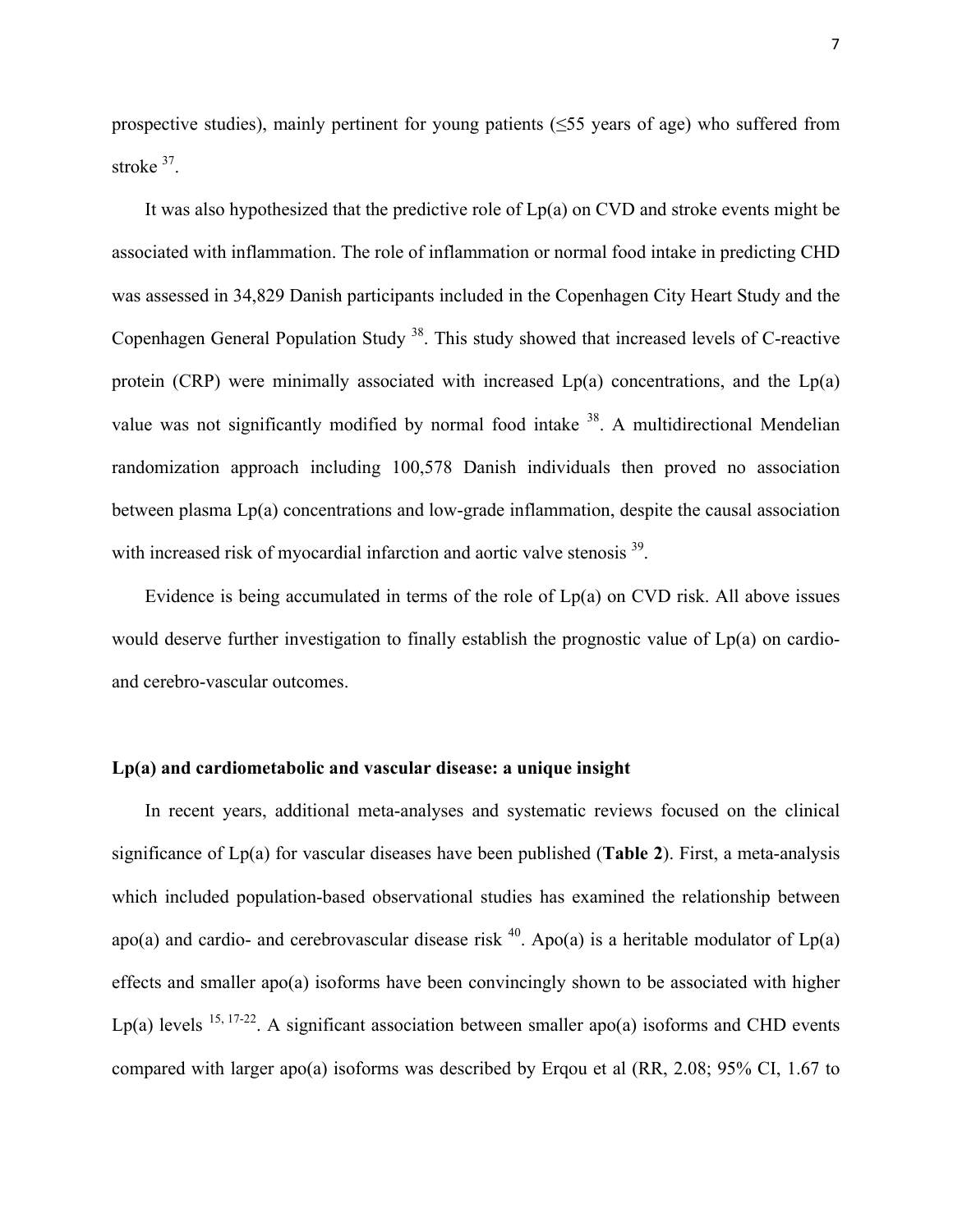prospective studies), mainly pertinent for young patients (≤55 years of age) who suffered from stroke [37].

It was also hypothesized that the predictive role of Lp(a) on CVD and stroke events might be associated with inflammation. The role of inflammation or normal food intake in predicting CHD was assessed in 34,829 Danish participants included in the Copenhagen City Heart Study and the Copenhagen General Population Study [38]. This study showed that increased levels of C-reactive protein (CRP) were minimally associated with increased Lp(a) concentrations, and the Lp(a) value was not significantly modified by normal food intake [38]. A multidirectional Mendelian randomization approach including 100,578 Danish individuals then proved no association between plasma Lp(a) concentrations and low-grade inflammation, despite the causal association with increased risk of myocardial infarction and aortic valve stenosis [39].

Evidence is being accumulated in terms of the role of Lp(a) on CVD risk. All above issues would deserve further investigation to finally establish the prognostic value of Lp(a) on cardio- and cerebro-vascular outcomes.

**Lp(a) and cardiometabolic and vascular disease: a unique insight**

In recent years, additional meta-analyses and systematic reviews focused on the clinical significance of Lp(a) for vascular diseases have been published (**Table 2**). First, a meta-analysis which included population-based observational studies has examined the relationship between apo(a) and cardio- and cerebrovascular disease risk [40]. Apo(a) is a heritable modulator of Lp(a) effects and smaller apo(a) isoforms have been convincingly shown to be associated with higher Lp(a) levels [15, 17-22]. A significant association between smaller apo(a) isoforms and CHD events compared with larger apo(a) isoforms was described by Erqou et al (RR, 2.08; 95% CI, 1.67 to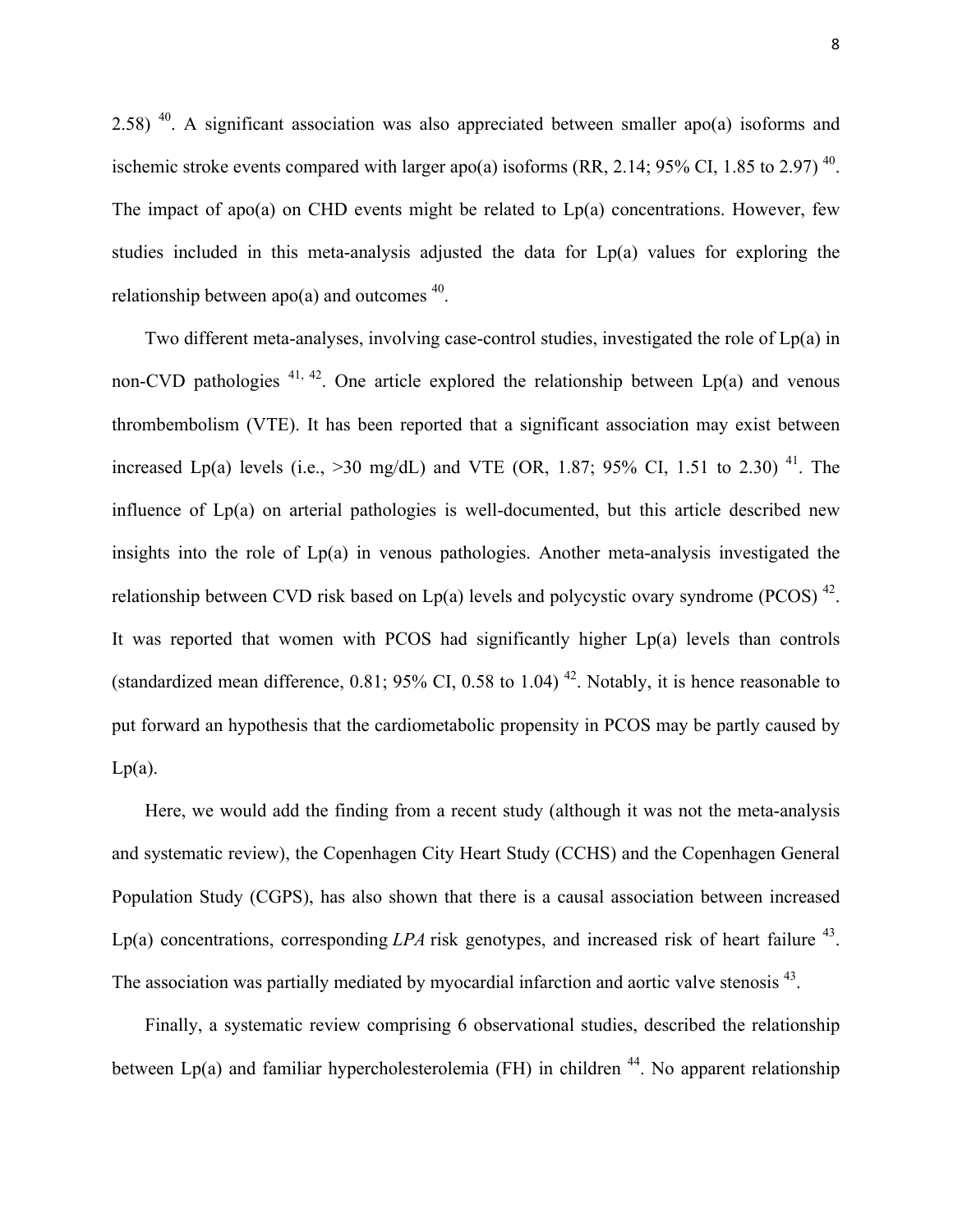2.58) [40]. A significant association was also appreciated between smaller apo(a) isoforms and ischemic stroke events compared with larger apo(a) isoforms (RR, 2.14; 95% CI, 1.85 to 2.97) [40]. The impact of apo(a) on CHD events might be related to Lp(a) concentrations. However, few studies included in this meta-analysis adjusted the data for Lp(a) values for exploring the relationship between apo(a) and outcomes [40].

Two different meta-analyses, involving case-control studies, investigated the role of Lp(a) in non-CVD pathologies [41, 42]. One article explored the relationship between Lp(a) and venous thrombembolism (VTE). It has been reported that a significant association may exist between increased Lp(a) levels (i.e., >30 mg/dL) and VTE (OR, 1.87; 95% CI, 1.51 to 2.30) [41]. The influence of Lp(a) on arterial pathologies is well-documented, but this article described new insights into the role of Lp(a) in venous pathologies. Another meta-analysis investigated the relationship between CVD risk based on Lp(a) levels and polycystic ovary syndrome (PCOS) [42]. It was reported that women with PCOS had significantly higher Lp(a) levels than controls (standardized mean difference, 0.81; 95% CI, 0.58 to 1.04) [42]. Notably, it is hence reasonable to put forward an hypothesis that the cardiometabolic propensity in PCOS may be partly caused by Lp(a).

Here, we would add the finding from a recent study (although it was not the meta-analysis and systematic review), the Copenhagen City Heart Study (CCHS) and the Copenhagen General Population Study (CGPS), has also shown that there is a causal association between increased Lp(a) concentrations, corresponding *LPA* risk genotypes, and increased risk of heart failure [43]. The association was partially mediated by myocardial infarction and aortic valve stenosis [43].

Finally, a systematic review comprising 6 observational studies, described the relationship between Lp(a) and familiar hypercholesterolemia (FH) in children [44]. No apparent relationship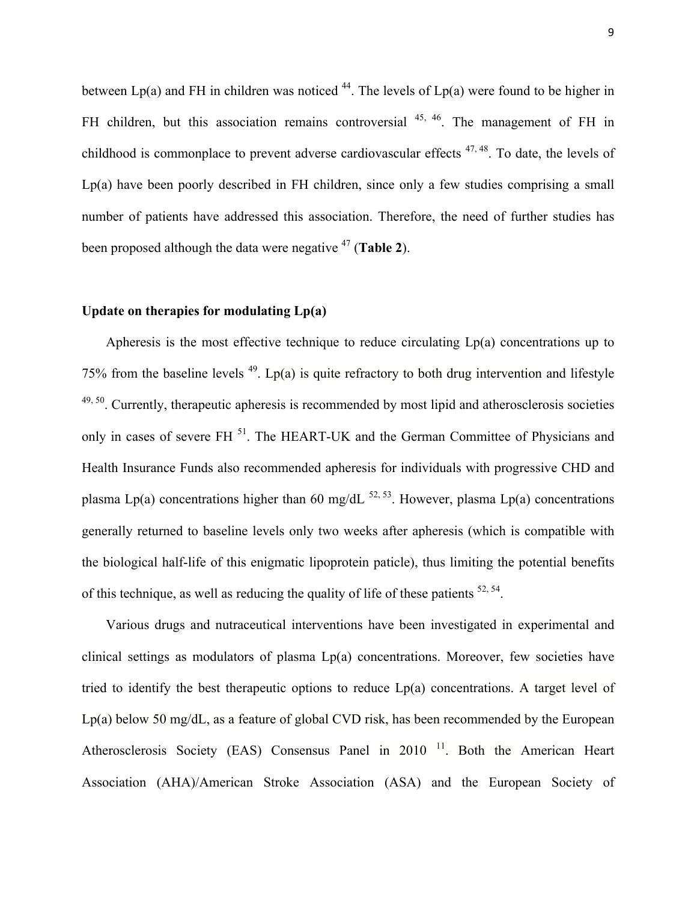between Lp(a) and FH in children was noticed [44]. The levels of Lp(a) were found to be higher in FH children, but this association remains controversial [45, 46]. The management of FH in childhood is commonplace to prevent adverse cardiovascular effects [47, 48]. To date, the levels of Lp(a) have been poorly described in FH children, since only a few studies comprising a small number of patients have addressed this association. Therefore, the need of further studies has been proposed although the data were negative [47] (**Table 2**).

**Update on therapies for modulating Lp(a)**

Apheresis is the most effective technique to reduce circulating Lp(a) concentrations up to 75% from the baseline levels [49]. Lp(a) is quite refractory to both drug intervention and lifestyle [49, 50]. Currently, therapeutic apheresis is recommended by most lipid and atherosclerosis societies only in cases of severe FH [51]. The HEART-UK and the German Committee of Physicians and Health Insurance Funds also recommended apheresis for individuals with progressive CHD and plasma Lp(a) concentrations higher than 60 mg/dL [52, 53]. However, plasma Lp(a) concentrations generally returned to baseline levels only two weeks after apheresis (which is compatible with the biological half-life of this enigmatic lipoprotein paticle), thus limiting the potential benefits of this technique, as well as reducing the quality of life of these patients [52, 54].

Various drugs and nutraceutical interventions have been investigated in experimental and clinical settings as modulators of plasma Lp(a) concentrations. Moreover, few societies have tried to identify the best therapeutic options to reduce Lp(a) concentrations. A target level of Lp(a) below 50 mg/dL, as a feature of global CVD risk, has been recommended by the European Atherosclerosis Society (EAS) Consensus Panel in 2010 [11]. Both the American Heart Association (AHA)/American Stroke Association (ASA) and the European Society of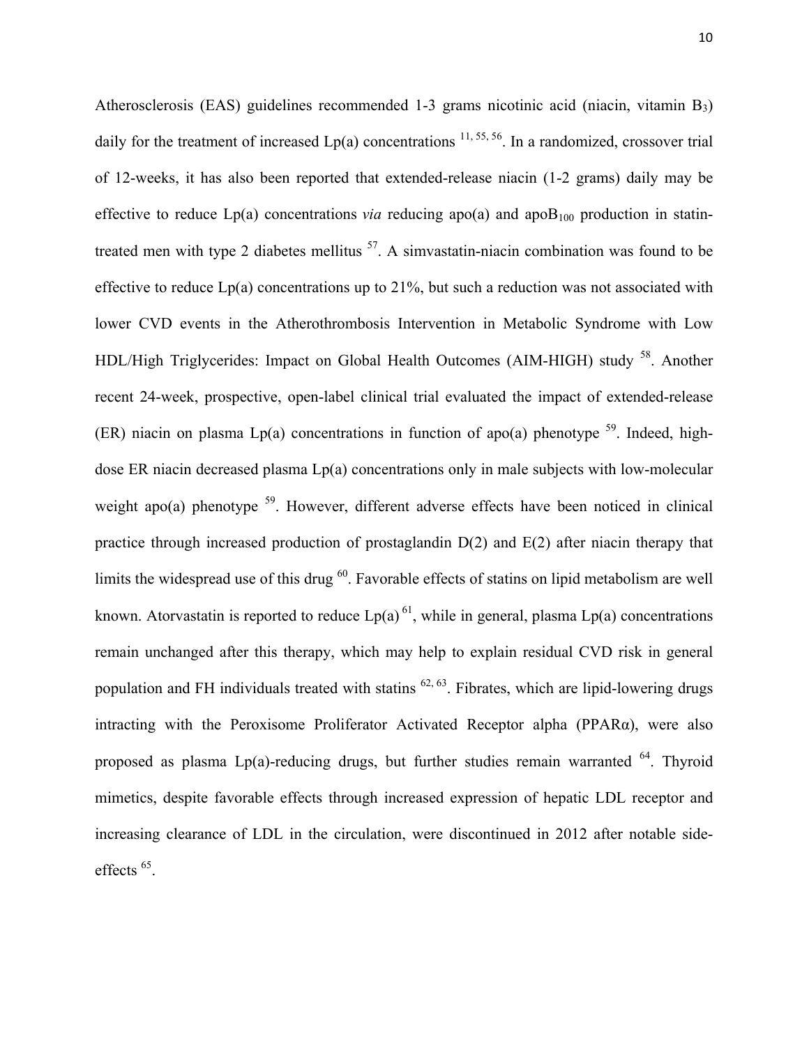Atherosclerosis (EAS) guidelines recommended 1-3 grams nicotinic acid (niacin, vitamin $B_3$) daily for the treatment of increased Lp(a) concentrations [11, 55, 56]. In a randomized, crossover trial of 12-weeks, it has also been reported that extended-release niacin (1-2 grams) daily may be effective to reduce Lp(a) concentrations *via* reducing apo(a) and $apoB_{100}$ production in statin-treated men with type 2 diabetes mellitus [57]. A simvastatin-niacin combination was found to be effective to reduce Lp(a) concentrations up to 21%, but such a reduction was not associated with lower CVD events in the Atherothrombosis Intervention in Metabolic Syndrome with Low HDL/High Triglycerides: Impact on Global Health Outcomes (AIM-HIGH) study [58]. Another recent 24-week, prospective, open-label clinical trial evaluated the impact of extended-release (ER) niacin on plasma Lp(a) concentrations in function of apo(a) phenotype [59]. Indeed, high-dose ER niacin decreased plasma Lp(a) concentrations only in male subjects with low-molecular weight apo(a) phenotype [59]. However, different adverse effects have been noticed in clinical practice through increased production of prostaglandin D(2) and E(2) after niacin therapy that limits the widespread use of this drug [60]. Favorable effects of statins on lipid metabolism are well known. Atorvastatin is reported to reduce Lp(a) [61], while in general, plasma Lp(a) concentrations remain unchanged after this therapy, which may help to explain residual CVD risk in general population and FH individuals treated with statins [62, 63]. Fibrates, which are lipid-lowering drugs intracting with the Peroxisome Proliferator Activated Receptor alpha (PPARα), were also proposed as plasma Lp(a)-reducing drugs, but further studies remain warranted [64]. Thyroid mimetics, despite favorable effects through increased expression of hepatic LDL receptor and increasing clearance of LDL in the circulation, were discontinued in 2012 after notable side-effects [65].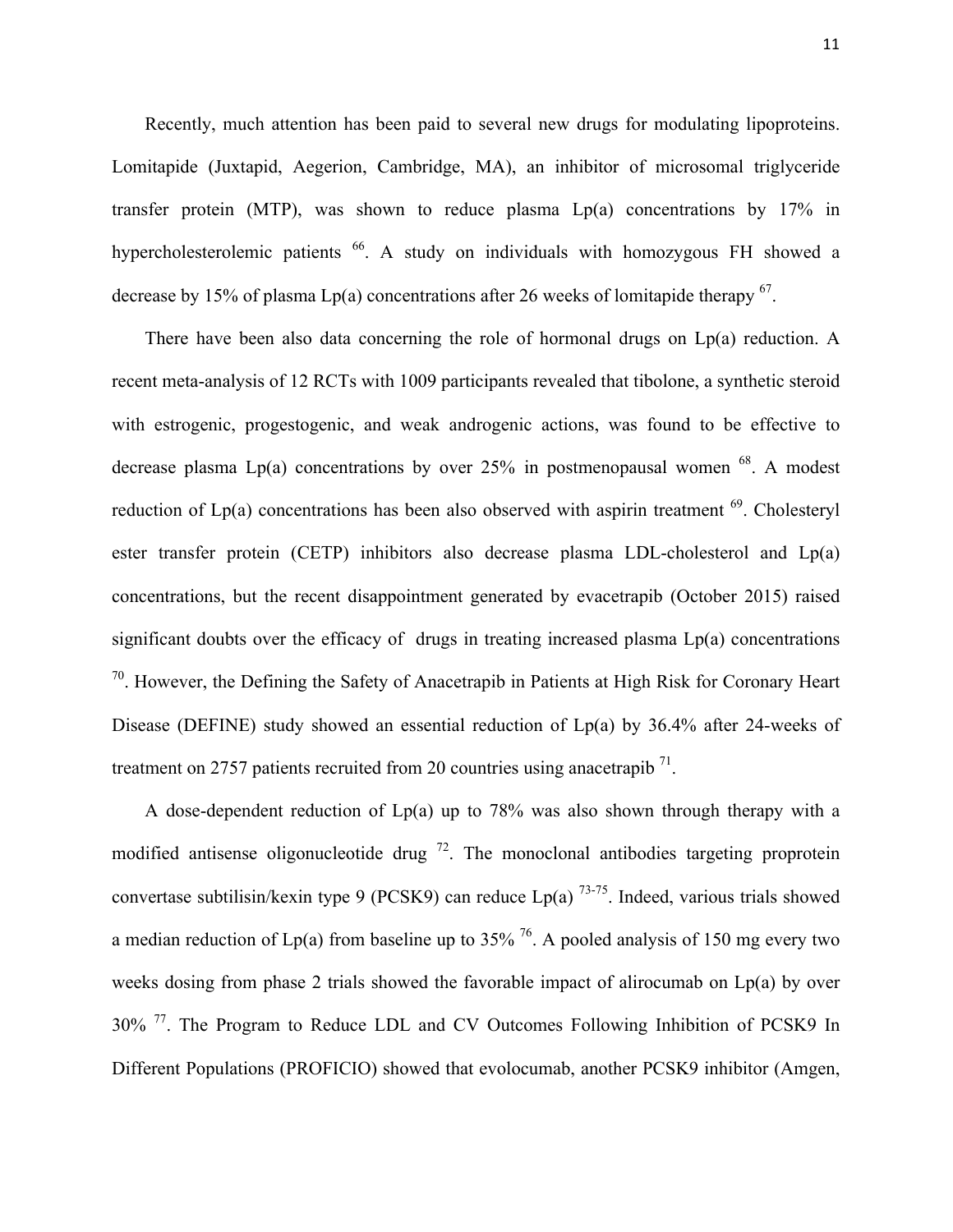Recently, much attention has been paid to several new drugs for modulating lipoproteins. Lomitapide (Juxtapid, Aegerion, Cambridge, MA), an inhibitor of microsomal triglyceride transfer protein (MTP), was shown to reduce plasma Lp(a) concentrations by 17% in hypercholesterolemic patients [66]. A study on individuals with homozygous FH showed a decrease by 15% of plasma Lp(a) concentrations after 26 weeks of lomitapide therapy [67].

There have been also data concerning the role of hormonal drugs on Lp(a) reduction. A recent meta-analysis of 12 RCTs with 1009 participants revealed that tibolone, a synthetic steroid with estrogenic, progestogenic, and weak androgenic actions, was found to be effective to decrease plasma Lp(a) concentrations by over 25% in postmenopausal women [68]. A modest reduction of Lp(a) concentrations has been also observed with aspirin treatment [69]. Cholesteryl ester transfer protein (CETP) inhibitors also decrease plasma LDL-cholesterol and Lp(a) concentrations, but the recent disappointment generated by evacetrapib (October 2015) raised significant doubts over the efficacy of drugs in treating increased plasma Lp(a) concentrations [70]. However, the Defining the Safety of Anacetrapib in Patients at High Risk for Coronary Heart Disease (DEFINE) study showed an essential reduction of Lp(a) by 36.4% after 24-weeks of treatment on 2757 patients recruited from 20 countries using anacetrapib [71].

A dose-dependent reduction of Lp(a) up to 78% was also shown through therapy with a modified antisense oligonucleotide drug [72]. The monoclonal antibodies targeting proprotein convertase subtilisin/kexin type 9 (PCSK9) can reduce Lp(a) [73-75]. Indeed, various trials showed a median reduction of Lp(a) from baseline up to 35% [76]. A pooled analysis of 150 mg every two weeks dosing from phase 2 trials showed the favorable impact of alirocumab on Lp(a) by over 30% [77]. The Program to Reduce LDL and CV Outcomes Following Inhibition of PCSK9 In Different Populations (PROFICIO) showed that evolocumab, another PCSK9 inhibitor (Amgen,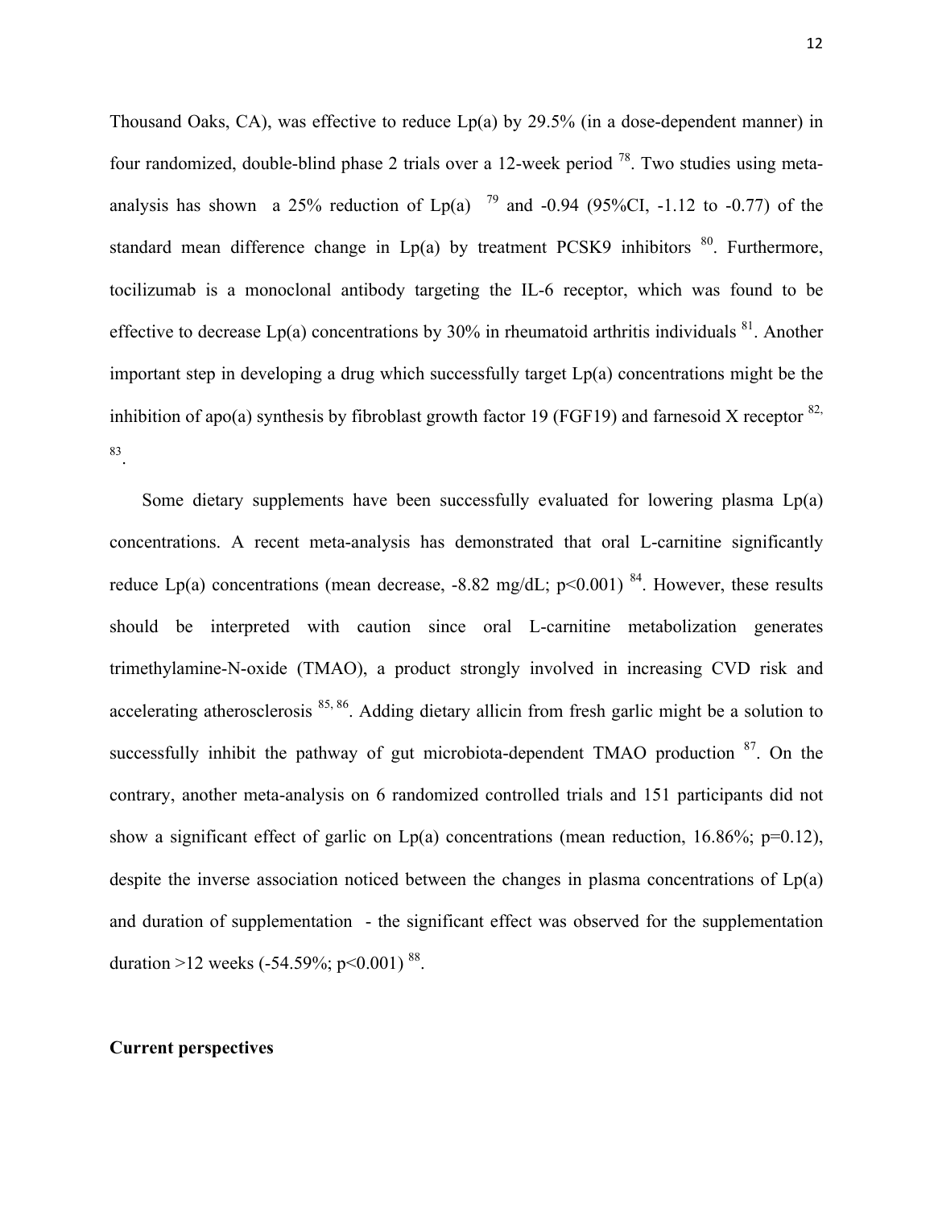Thousand Oaks, CA), was effective to reduce Lp(a) by 29.5% (in a dose-dependent manner) in four randomized, double-blind phase 2 trials over a 12-week period [78]. Two studies using meta-analysis has shown a 25% reduction of Lp(a) [79] and -0.94 (95%CI, -1.12 to -0.77) of the standard mean difference change in Lp(a) by treatment PCSK9 inhibitors [80]. Furthermore, tocilizumab is a monoclonal antibody targeting the IL-6 receptor, which was found to be effective to decrease Lp(a) concentrations by 30% in rheumatoid arthritis individuals [81]. Another important step in developing a drug which successfully target Lp(a) concentrations might be the inhibition of apo(a) synthesis by fibroblast growth factor 19 (FGF19) and farnesoid X receptor [82, 83].

Some dietary supplements have been successfully evaluated for lowering plasma Lp(a) concentrations. A recent meta-analysis has demonstrated that oral L-carnitine significantly reduce Lp(a) concentrations (mean decrease, -8.82 mg/dL; $p<0.001$) [84]. However, these results should be interpreted with caution since oral L-carnitine metabolization generates trimethylamine-N-oxide (TMAO), a product strongly involved in increasing CVD risk and accelerating atherosclerosis [85, 86]. Adding dietary allicin from fresh garlic might be a solution to successfully inhibit the pathway of gut microbiota-dependent TMAO production [87]. On the contrary, another meta-analysis on 6 randomized controlled trials and 151 participants did not show a significant effect of garlic on Lp(a) concentrations (mean reduction, 16.86%; $p=0.12$), despite the inverse association noticed between the changes in plasma concentrations of Lp(a) and duration of supplementation - the significant effect was observed for the supplementation duration >12 weeks (-54.59%; $p<0.001$) [88].

**Current perspectives**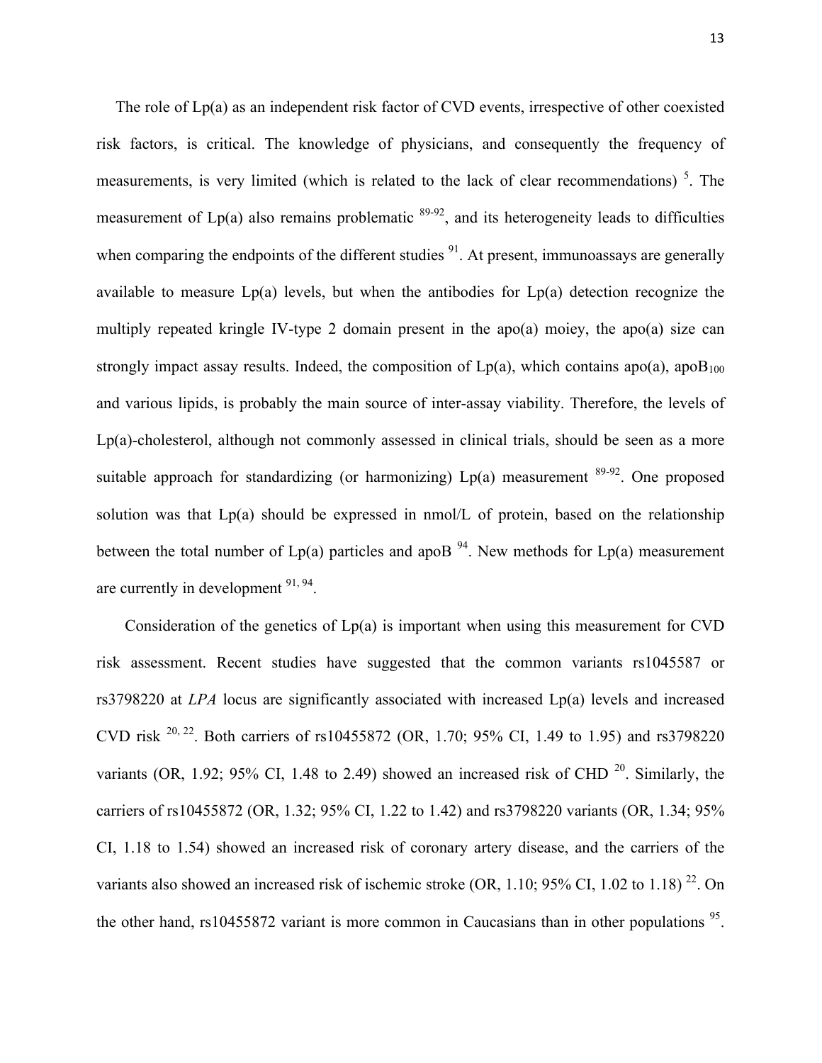The role of Lp(a) as an independent risk factor of CVD events, irrespective of other coexisted risk factors, is critical. The knowledge of physicians, and consequently the frequency of measurements, is very limited (which is related to the lack of clear recommendations) [5]. The measurement of Lp(a) also remains problematic [89-92], and its heterogeneity leads to difficulties when comparing the endpoints of the different studies [91]. At present, immunoassays are generally available to measure Lp(a) levels, but when the antibodies for Lp(a) detection recognize the multiply repeated kringle IV-type 2 domain present in the apo(a) moiey, the apo(a) size can strongly impact assay results. Indeed, the composition of Lp(a), which contains apo(a), $apoB_{100}$ and various lipids, is probably the main source of inter-assay viability. Therefore, the levels of Lp(a)-cholesterol, although not commonly assessed in clinical trials, should be seen as a more suitable approach for standardizing (or harmonizing) Lp(a) measurement [89-92]. One proposed solution was that Lp(a) should be expressed in nmol/L of protein, based on the relationship between the total number of Lp(a) particles and apoB [94]. New methods for Lp(a) measurement are currently in development [91, 94].

Consideration of the genetics of Lp(a) is important when using this measurement for CVD risk assessment. Recent studies have suggested that the common variants rs1045587 or rs3798220 at *LPA* locus are significantly associated with increased Lp(a) levels and increased CVD risk [20, 22]. Both carriers of rs10455872 (OR, 1.70; 95% CI, 1.49 to 1.95) and rs3798220 variants (OR, 1.92; 95% CI, 1.48 to 2.49) showed an increased risk of CHD [20]. Similarly, the carriers of rs10455872 (OR, 1.32; 95% CI, 1.22 to 1.42) and rs3798220 variants (OR, 1.34; 95% CI, 1.18 to 1.54) showed an increased risk of coronary artery disease, and the carriers of the variants also showed an increased risk of ischemic stroke (OR, 1.10; 95% CI, 1.02 to 1.18) [22]. On the other hand, rs10455872 variant is more common in Caucasians than in other populations [95].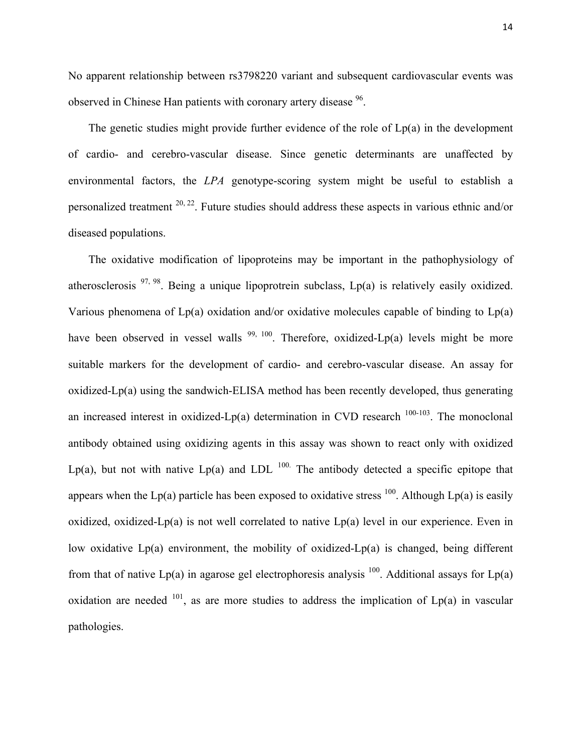No apparent relationship between rs3798220 variant and subsequent cardiovascular events was observed in Chinese Han patients with coronary artery disease [96].

The genetic studies might provide further evidence of the role of Lp(a) in the development of cardio- and cerebro-vascular disease. Since genetic determinants are unaffected by environmental factors, the *LPA* genotype-scoring system might be useful to establish a personalized treatment [20, 22]. Future studies should address these aspects in various ethnic and/or diseased populations.

The oxidative modification of lipoproteins may be important in the pathophysiology of atherosclerosis [97, 98]. Being a unique lipoprotrein subclass, Lp(a) is relatively easily oxidized. Various phenomena of Lp(a) oxidation and/or oxidative molecules capable of binding to Lp(a) have been observed in vessel walls [99, 100]. Therefore, oxidized-Lp(a) levels might be more suitable markers for the development of cardio- and cerebro-vascular disease. An assay for oxidized-Lp(a) using the sandwich-ELISA method has been recently developed, thus generating an increased interest in oxidized-Lp(a) determination in CVD research [100-103]. The monoclonal antibody obtained using oxidizing agents in this assay was shown to react only with oxidized Lp(a), but not with native Lp(a) and LDL [100.] The antibody detected a specific epitope that appears when the Lp(a) particle has been exposed to oxidative stress [100]. Although Lp(a) is easily oxidized, oxidized-Lp(a) is not well correlated to native Lp(a) level in our experience. Even in low oxidative Lp(a) environment, the mobility of oxidized-Lp(a) is changed, being different from that of native Lp(a) in agarose gel electrophoresis analysis [100]. Additional assays for Lp(a) oxidation are needed [101], as are more studies to address the implication of Lp(a) in vascular pathologies.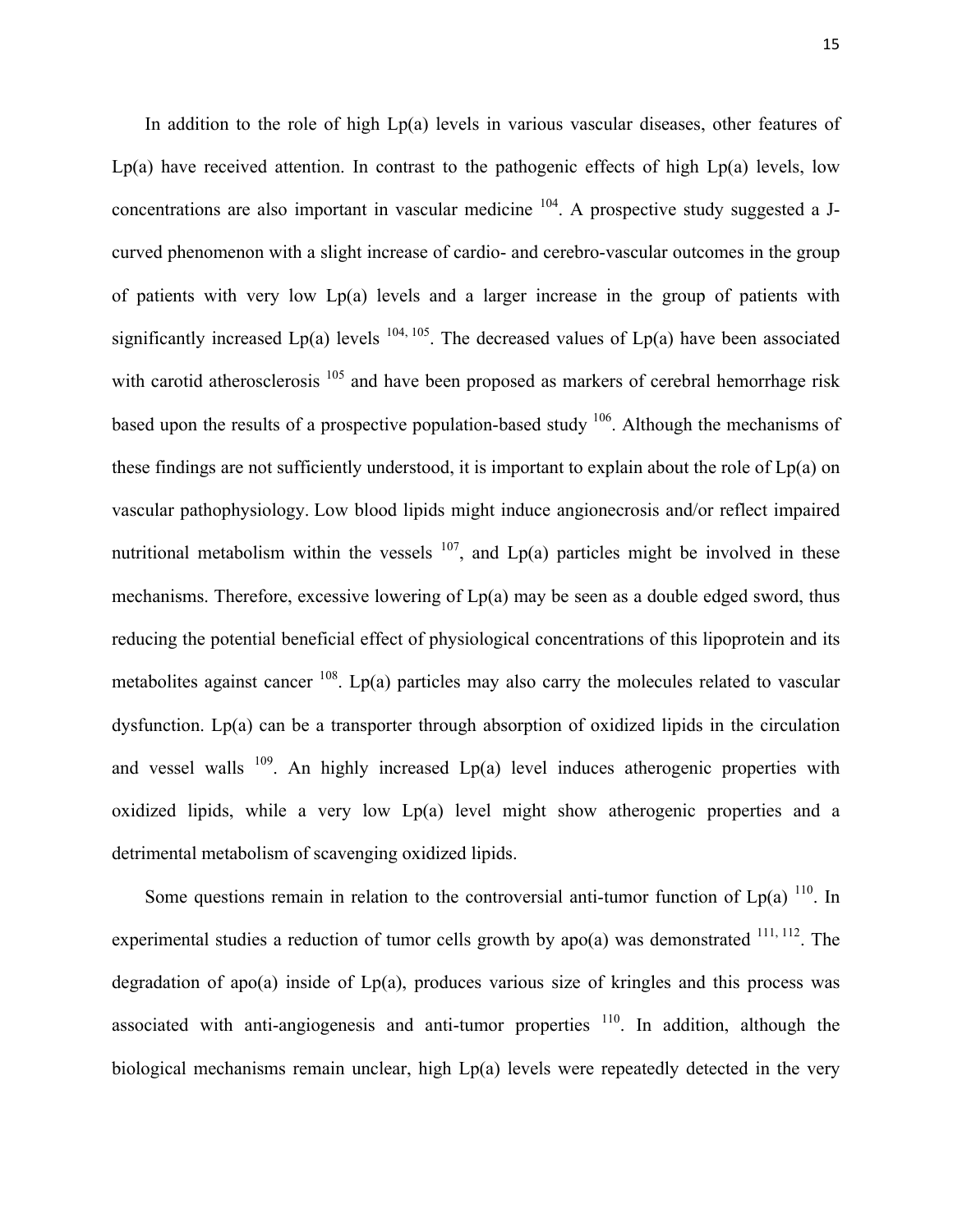In addition to the role of high Lp(a) levels in various vascular diseases, other features of Lp(a) have received attention. In contrast to the pathogenic effects of high Lp(a) levels, low concentrations are also important in vascular medicine [104]. A prospective study suggested a J-curved phenomenon with a slight increase of cardio- and cerebro-vascular outcomes in the group of patients with very low Lp(a) levels and a larger increase in the group of patients with significantly increased Lp(a) levels [104, 105]. The decreased values of Lp(a) have been associated with carotid atherosclerosis [105] and have been proposed as markers of cerebral hemorrhage risk based upon the results of a prospective population-based study [106]. Although the mechanisms of these findings are not sufficiently understood, it is important to explain about the role of Lp(a) on vascular pathophysiology. Low blood lipids might induce angionecrosis and/or reflect impaired nutritional metabolism within the vessels [107], and Lp(a) particles might be involved in these mechanisms. Therefore, excessive lowering of Lp(a) may be seen as a double edged sword, thus reducing the potential beneficial effect of physiological concentrations of this lipoprotein and its metabolites against cancer [108]. Lp(a) particles may also carry the molecules related to vascular dysfunction. Lp(a) can be a transporter through absorption of oxidized lipids in the circulation and vessel walls [109]. An highly increased Lp(a) level induces atherogenic properties with oxidized lipids, while a very low Lp(a) level might show atherogenic properties and a detrimental metabolism of scavenging oxidized lipids.

Some questions remain in relation to the controversial anti-tumor function of Lp(a) [110]. In experimental studies a reduction of tumor cells growth by apo(a) was demonstrated [111, 112]. The degradation of apo(a) inside of Lp(a), produces various size of kringles and this process was associated with anti-angiogenesis and anti-tumor properties [110]. In addition, although the biological mechanisms remain unclear, high Lp(a) levels were repeatedly detected in the very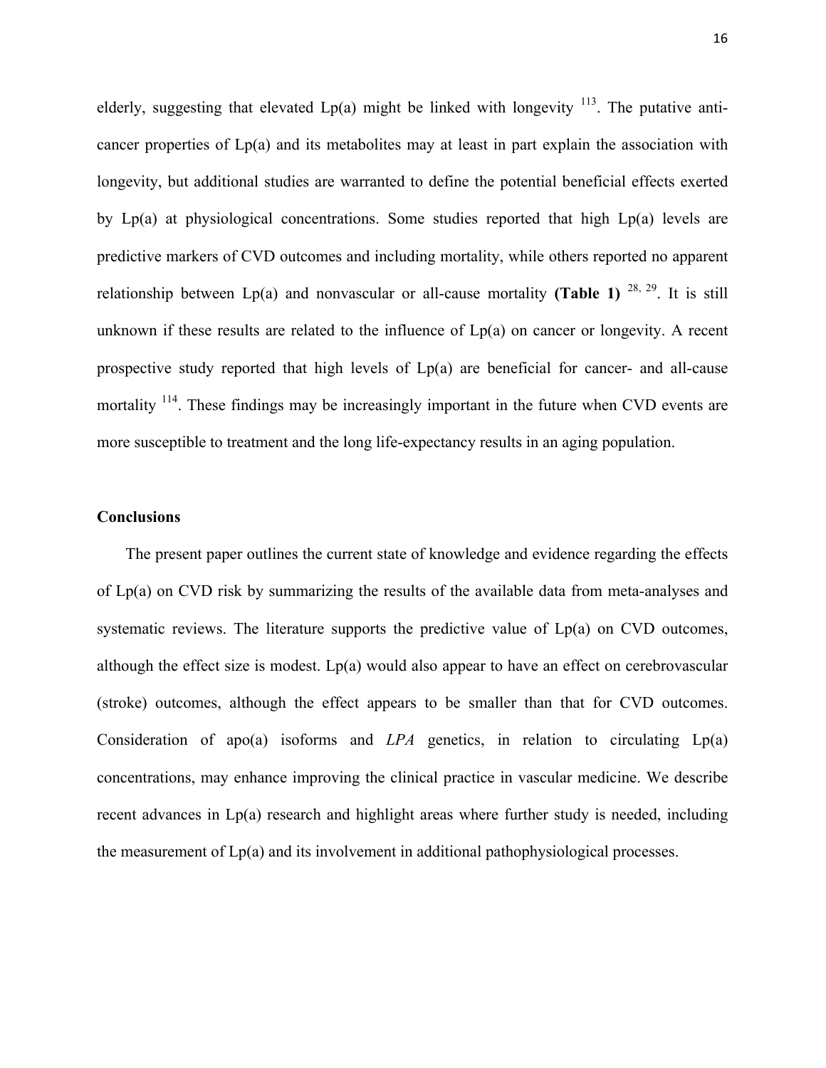elderly, suggesting that elevated Lp(a) might be linked with longevity [113]. The putative anti-cancer properties of Lp(a) and its metabolites may at least in part explain the association with longevity, but additional studies are warranted to define the potential beneficial effects exerted by Lp(a) at physiological concentrations. Some studies reported that high Lp(a) levels are predictive markers of CVD outcomes and including mortality, while others reported no apparent relationship between Lp(a) and nonvascular or all-cause mortality **(Table 1)** [28, 29]. It is still unknown if these results are related to the influence of Lp(a) on cancer or longevity. A recent prospective study reported that high levels of Lp(a) are beneficial for cancer- and all-cause mortality [114]. These findings may be increasingly important in the future when CVD events are more susceptible to treatment and the long life-expectancy results in an aging population.

**Conclusions**

The present paper outlines the current state of knowledge and evidence regarding the effects of Lp(a) on CVD risk by summarizing the results of the available data from meta-analyses and systematic reviews. The literature supports the predictive value of Lp(a) on CVD outcomes, although the effect size is modest. Lp(a) would also appear to have an effect on cerebrovascular (stroke) outcomes, although the effect appears to be smaller than that for CVD outcomes. Consideration of apo(a) isoforms and *LPA* genetics, in relation to circulating Lp(a) concentrations, may enhance improving the clinical practice in vascular medicine. We describe recent advances in Lp(a) research and highlight areas where further study is needed, including the measurement of Lp(a) and its involvement in additional pathophysiological processes.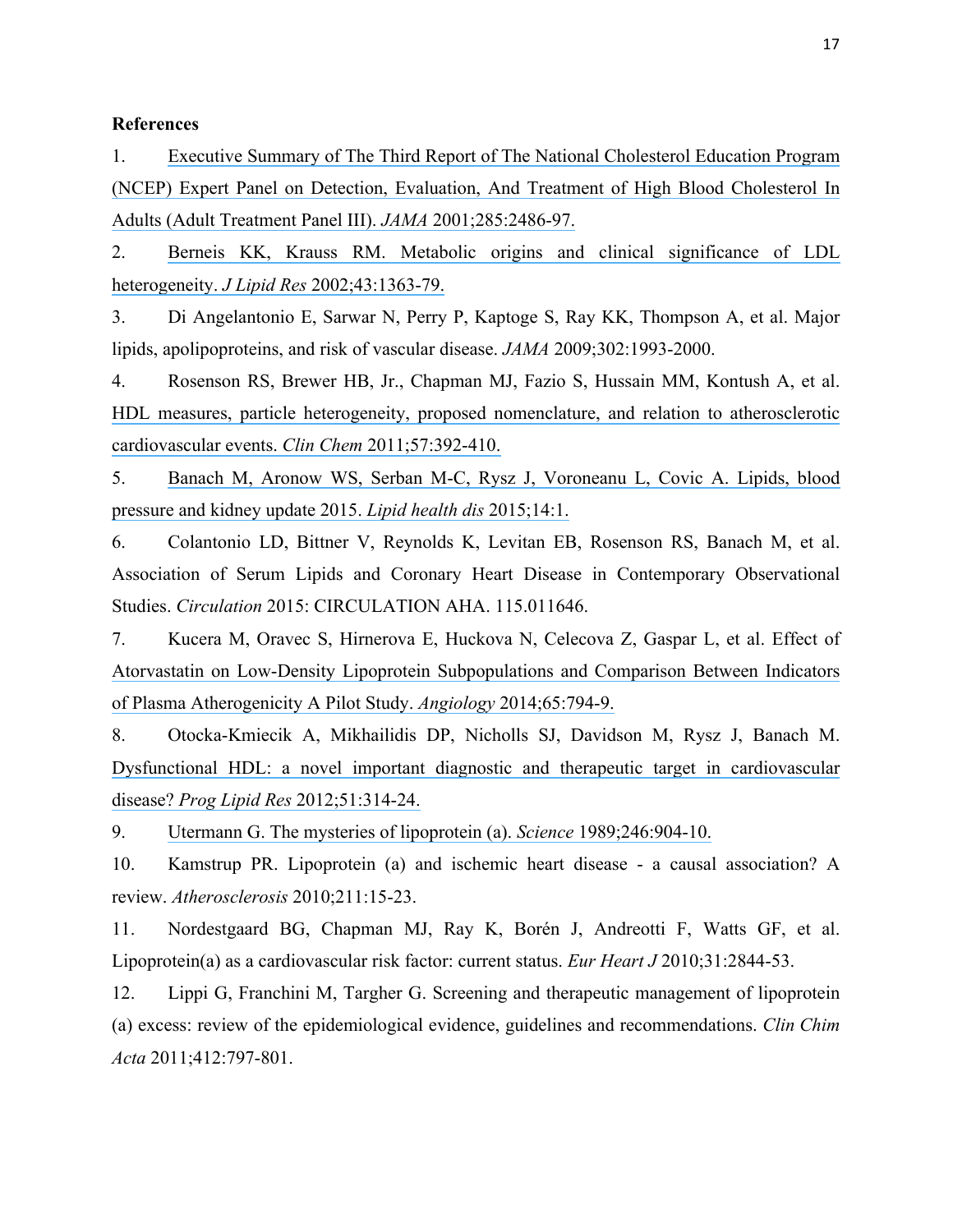**References**

1. Executive Summary of The Third Report of The National Cholesterol Education Program (NCEP) Expert Panel on Detection, Evaluation, And Treatment of High Blood Cholesterol In Adults (Adult Treatment Panel III). *JAMA* 2001;285:2486-97.

2. Berneis KK, Krauss RM. Metabolic origins and clinical significance of LDL heterogeneity. *J Lipid Res* 2002;43:1363-79.

3. Di Angelantonio E, Sarwar N, Perry P, Kaptoge S, Ray KK, Thompson A, et al. Major lipids, apolipoproteins, and risk of vascular disease. *JAMA* 2009;302:1993-2000.

4. Rosenson RS, Brewer HB, Jr., Chapman MJ, Fazio S, Hussain MM, Kontush A, et al. HDL measures, particle heterogeneity, proposed nomenclature, and relation to atherosclerotic cardiovascular events. *Clin Chem* 2011;57:392-410.

5. Banach M, Aronow WS, Serban M-C, Rysz J, Voroneanu L, Covic A. Lipids, blood pressure and kidney update 2015. *Lipid health dis* 2015;14:1.

6. Colantonio LD, Bittner V, Reynolds K, Levitan EB, Rosenson RS, Banach M, et al. Association of Serum Lipids and Coronary Heart Disease in Contemporary Observational Studies. *Circulation* 2015: CIRCULATION AHA. 115.011646.

7. Kucera M, Oravec S, Hirnerova E, Huckova N, Celecova Z, Gaspar L, et al. Effect of Atorvastatin on Low-Density Lipoprotein Subpopulations and Comparison Between Indicators of Plasma Atherogenicity A Pilot Study. *Angiology* 2014;65:794-9.

8. Otocka-Kmiecik A, Mikhailidis DP, Nicholls SJ, Davidson M, Rysz J, Banach M. Dysfunctional HDL: a novel important diagnostic and therapeutic target in cardiovascular disease? *Prog Lipid Res* 2012;51:314-24.

9. Utermann G. The mysteries of lipoprotein (a). *Science* 1989;246:904-10.

10. Kamstrup PR. Lipoprotein (a) and ischemic heart disease - a causal association? A review. *Atherosclerosis* 2010;211:15-23.

11. Nordestgaard BG, Chapman MJ, Ray K, Borén J, Andreotti F, Watts GF, et al. Lipoprotein(a) as a cardiovascular risk factor: current status. *Eur Heart J* 2010;31:2844-53.

12. Lippi G, Franchini M, Targher G. Screening and therapeutic management of lipoprotein (a) excess: review of the epidemiological evidence, guidelines and recommendations. *Clin Chim Acta* 2011;412:797-801.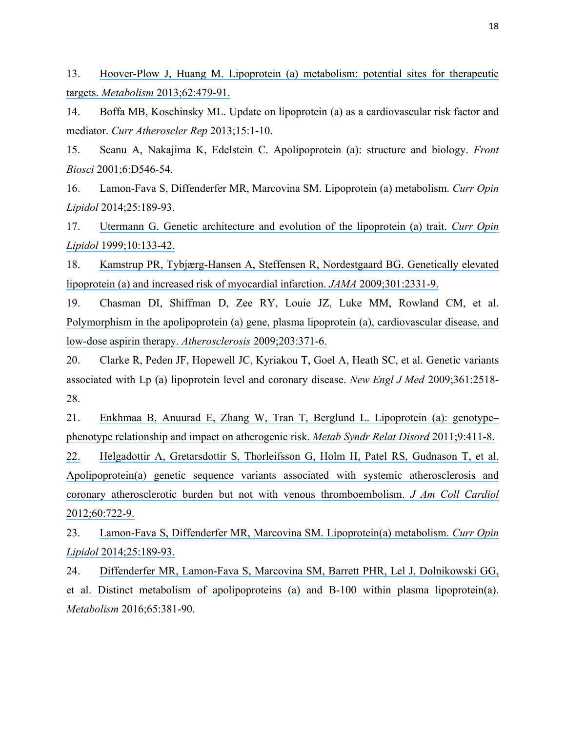13. Hoover-Plow J, Huang M. Lipoprotein (a) metabolism: potential sites for therapeutic targets. *Metabolism* 2013;62:479-91.

14. Boffa MB, Koschinsky ML. Update on lipoprotein (a) as a cardiovascular risk factor and mediator. *Curr Atheroscler Rep* 2013;15:1-10.

15. Scanu A, Nakajima K, Edelstein C. Apolipoprotein (a): structure and biology. *Front Biosci* 2001;6:D546-54.

16. Lamon-Fava S, Diffenderfer MR, Marcovina SM. Lipoprotein (a) metabolism. *Curr Opin Lipidol* 2014;25:189-93.

17. Utermann G. Genetic architecture and evolution of the lipoprotein (a) trait. *Curr Opin Lipidol* 1999;10:133-42.

18. Kamstrup PR, Tybjærg-Hansen A, Steffensen R, Nordestgaard BG. Genetically elevated lipoprotein (a) and increased risk of myocardial infarction. *JAMA* 2009;301:2331-9.

19. Chasman DI, Shiffman D, Zee RY, Louie JZ, Luke MM, Rowland CM, et al. Polymorphism in the apolipoprotein (a) gene, plasma lipoprotein (a), cardiovascular disease, and low-dose aspirin therapy. *Atherosclerosis* 2009;203:371-6.

20. Clarke R, Peden JF, Hopewell JC, Kyriakou T, Goel A, Heath SC, et al. Genetic variants associated with Lp (a) lipoprotein level and coronary disease. *New Engl J Med* 2009;361:2518-28.

21. Enkhmaa B, Anuurad E, Zhang W, Tran T, Berglund L. Lipoprotein (a): genotype–phenotype relationship and impact on atherogenic risk. *Metab Syndr Relat Disord* 2011;9:411-8.

22. Helgadottir A, Gretarsdottir S, Thorleifsson G, Holm H, Patel RS, Gudnason T, et al. Apolipoprotein(a) genetic sequence variants associated with systemic atherosclerosis and coronary atherosclerotic burden but not with venous thromboembolism. *J Am Coll Cardiol* 2012;60:722-9.

23. Lamon-Fava S, Diffenderfer MR, Marcovina SM. Lipoprotein(a) metabolism. *Curr Opin Lipidol* 2014;25:189-93.

24. Diffenderfer MR, Lamon-Fava S, Marcovina SM, Barrett PHR, Lel J, Dolnikowski GG, et al. Distinct metabolism of apolipoproteins (a) and B-100 within plasma lipoprotein(a). *Metabolism* 2016;65:381-90.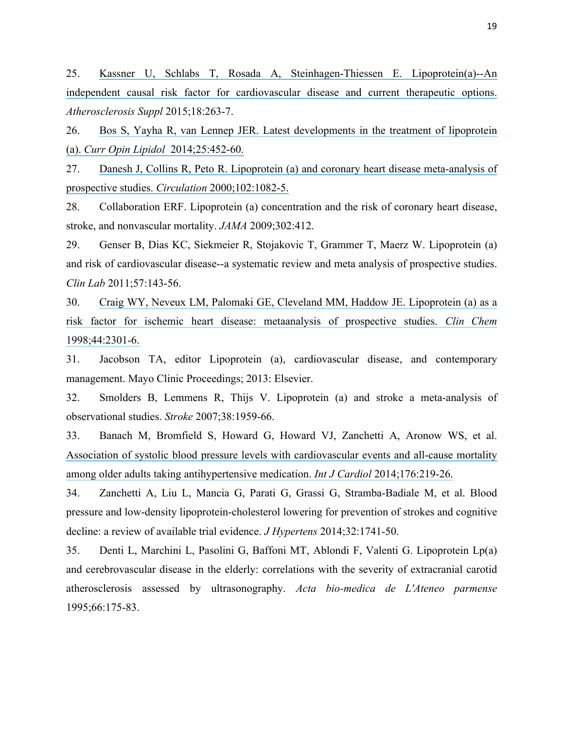25. Kassner U, Schlabs T, Rosada A, Steinhagen-Thiessen E. Lipoprotein(a)--An independent causal risk factor for cardiovascular disease and current therapeutic options. *Atherosclerosis Suppl* 2015;18:263-7.

26. Bos S, Yayha R, van Lennep JER. Latest developments in the treatment of lipoprotein (a). *Curr Opin Lipidol* 2014;25:452-60.

27. Danesh J, Collins R, Peto R. Lipoprotein (a) and coronary heart disease meta-analysis of prospective studies. *Circulation* 2000;102:1082-5.

28. Collaboration ERF. Lipoprotein (a) concentration and the risk of coronary heart disease, stroke, and nonvascular mortality. *JAMA* 2009;302:412.

29. Genser B, Dias KC, Siekmeier R, Stojakovic T, Grammer T, Maerz W. Lipoprotein (a) and risk of cardiovascular disease--a systematic review and meta analysis of prospective studies. *Clin Lab* 2011;57:143-56.

30. Craig WY, Neveux LM, Palomaki GE, Cleveland MM, Haddow JE. Lipoprotein (a) as a risk factor for ischemic heart disease: metaanalysis of prospective studies. *Clin Chem* 1998;44:2301-6.

31. Jacobson TA, editor Lipoprotein (a), cardiovascular disease, and contemporary management. Mayo Clinic Proceedings; 2013: Elsevier.

32. Smolders B, Lemmens R, Thijs V. Lipoprotein (a) and stroke a meta-analysis of observational studies. *Stroke* 2007;38:1959-66.

33. Banach M, Bromfield S, Howard G, Howard VJ, Zanchetti A, Aronow WS, et al. Association of systolic blood pressure levels with cardiovascular events and all-cause mortality among older adults taking antihypertensive medication. *Int J Cardiol* 2014;176:219-26.

34. Zanchetti A, Liu L, Mancia G, Parati G, Grassi G, Stramba-Badiale M, et al. Blood pressure and low-density lipoprotein-cholesterol lowering for prevention of strokes and cognitive decline: a review of available trial evidence. *J Hypertens* 2014;32:1741-50.

35. Denti L, Marchini L, Pasolini G, Baffoni MT, Ablondi F, Valenti G. Lipoprotein Lp(a) and cerebrovascular disease in the elderly: correlations with the severity of extracranial carotid atherosclerosis assessed by ultrasonography. *Acta bio-medica de L'Ateneo parmense* 1995;66:175-83.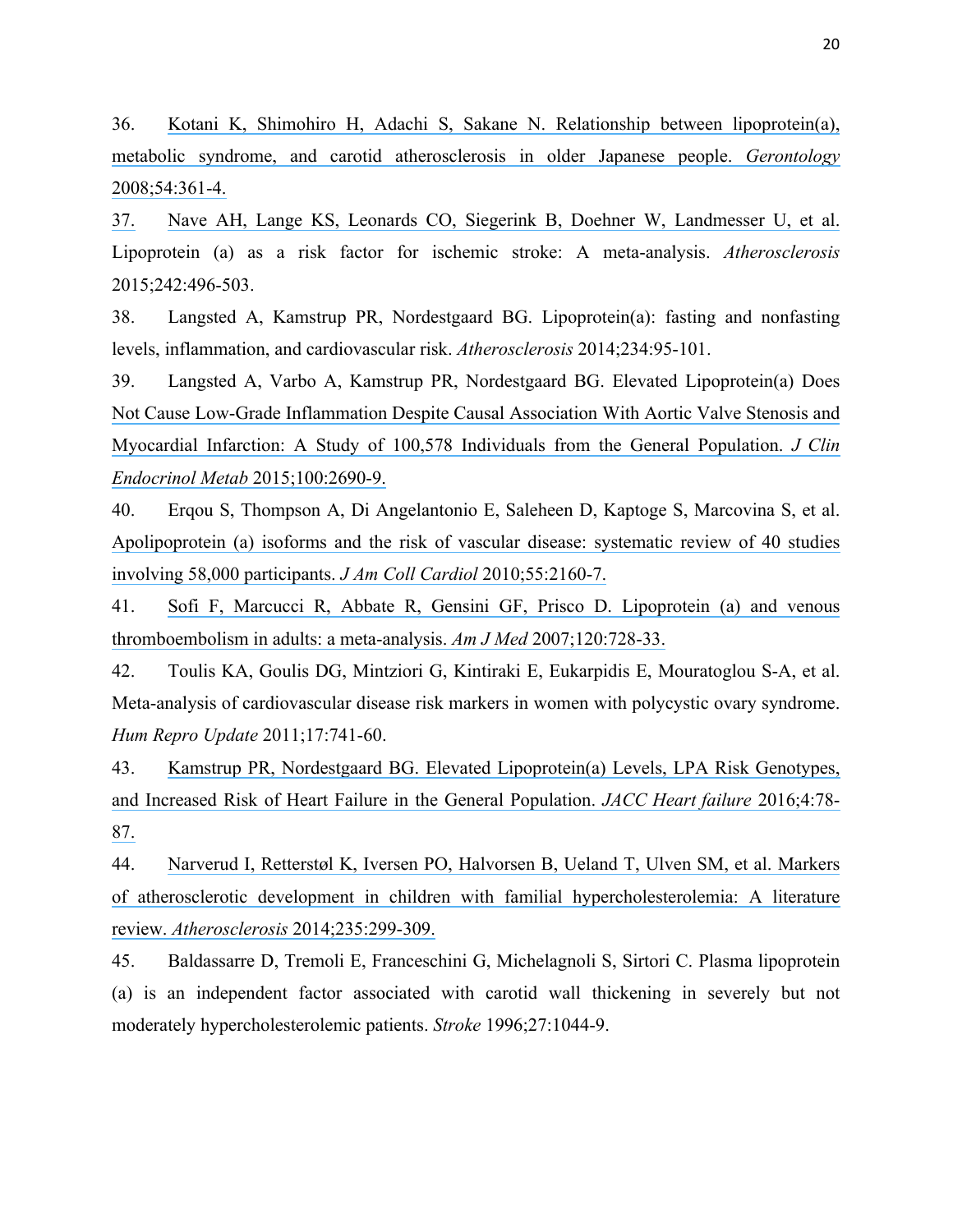36. Kotani K, Shimohiro H, Adachi S, Sakane N. Relationship between lipoprotein(a), metabolic syndrome, and carotid atherosclerosis in older Japanese people. *Gerontology* 2008;54:361-4.

37. Nave AH, Lange KS, Leonards CO, Siegerink B, Doehner W, Landmesser U, et al. Lipoprotein (a) as a risk factor for ischemic stroke: A meta-analysis. *Atherosclerosis* 2015;242:496-503.

38. Langsted A, Kamstrup PR, Nordestgaard BG. Lipoprotein(a): fasting and nonfasting levels, inflammation, and cardiovascular risk. *Atherosclerosis* 2014;234:95-101.

39. Langsted A, Varbo A, Kamstrup PR, Nordestgaard BG. Elevated Lipoprotein(a) Does Not Cause Low-Grade Inflammation Despite Causal Association With Aortic Valve Stenosis and Myocardial Infarction: A Study of 100,578 Individuals from the General Population. *J Clin Endocrinol Metab* 2015;100:2690-9.

40. Erqou S, Thompson A, Di Angelantonio E, Saleheen D, Kaptoge S, Marcovina S, et al. Apolipoprotein (a) isoforms and the risk of vascular disease: systematic review of 40 studies involving 58,000 participants. *J Am Coll Cardiol* 2010;55:2160-7.

41. Sofi F, Marcucci R, Abbate R, Gensini GF, Prisco D. Lipoprotein (a) and venous thromboembolism in adults: a meta-analysis. *Am J Med* 2007;120:728-33.

42. Toulis KA, Goulis DG, Mintziori G, Kintiraki E, Eukarpidis E, Mouratoglou S-A, et al. Meta-analysis of cardiovascular disease risk markers in women with polycystic ovary syndrome. *Hum Repro Update* 2011;17:741-60.

43. Kamstrup PR, Nordestgaard BG. Elevated Lipoprotein(a) Levels, LPA Risk Genotypes, and Increased Risk of Heart Failure in the General Population. *JACC Heart failure* 2016;4:78-87.

44. Narverud I, Retterstøl K, Iversen PO, Halvorsen B, Ueland T, Ulven SM, et al. Markers of atherosclerotic development in children with familial hypercholesterolemia: A literature review. *Atherosclerosis* 2014;235:299-309.

45. Baldassarre D, Tremoli E, Franceschini G, Michelagnoli S, Sirtori C. Plasma lipoprotein (a) is an independent factor associated with carotid wall thickening in severely but not moderately hypercholesterolemic patients. *Stroke* 1996;27:1044-9.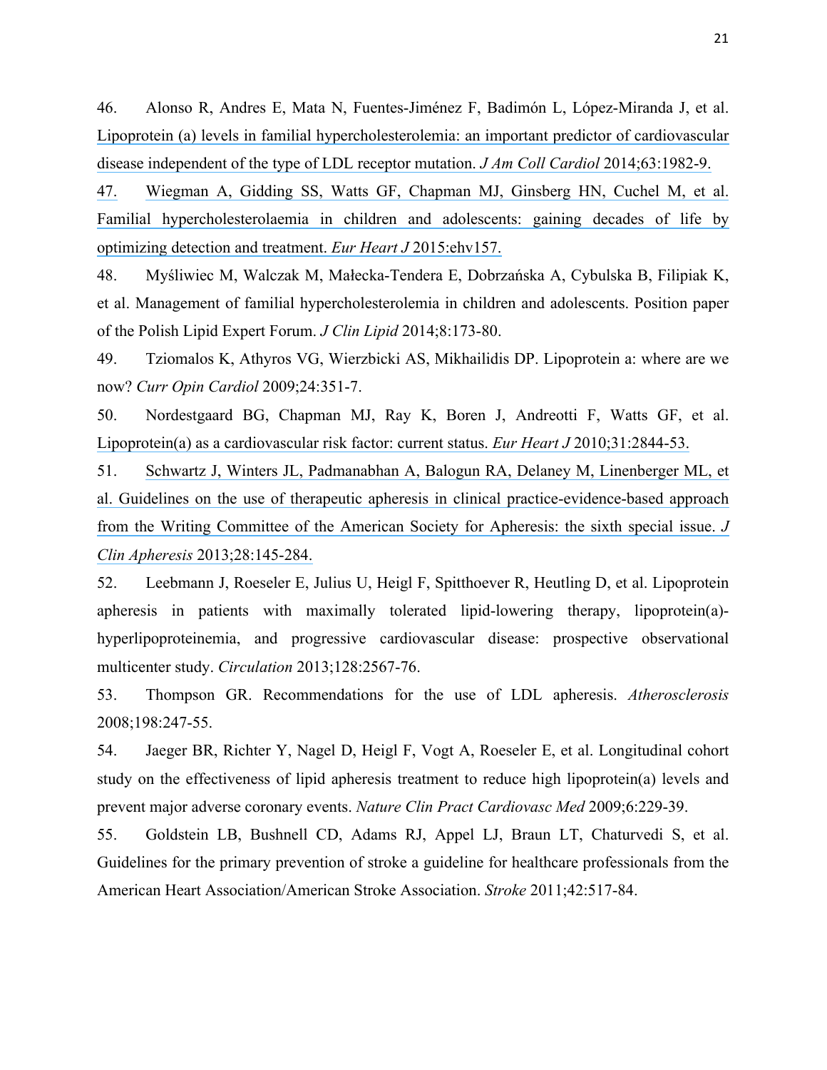46. Alonso R, Andres E, Mata N, Fuentes-Jiménez F, Badimón L, López-Miranda J, et al. Lipoprotein (a) levels in familial hypercholesterolemia: an important predictor of cardiovascular disease independent of the type of LDL receptor mutation. *J Am Coll Cardiol* 2014;63:1982-9.

47. Wiegman A, Gidding SS, Watts GF, Chapman MJ, Ginsberg HN, Cuchel M, et al. Familial hypercholesterolaemia in children and adolescents: gaining decades of life by optimizing detection and treatment. *Eur Heart J* 2015:ehv157.

48. Myśliwiec M, Walczak M, Małecka-Tendera E, Dobrzańska A, Cybulska B, Filipiak K, et al. Management of familial hypercholesterolemia in children and adolescents. Position paper of the Polish Lipid Expert Forum. *J Clin Lipid* 2014;8:173-80.

49. Tziomalos K, Athyros VG, Wierzbicki AS, Mikhailidis DP. Lipoprotein a: where are we now? *Curr Opin Cardiol* 2009;24:351-7.

50. Nordestgaard BG, Chapman MJ, Ray K, Boren J, Andreotti F, Watts GF, et al. Lipoprotein(a) as a cardiovascular risk factor: current status. *Eur Heart J* 2010;31:2844-53.

51. Schwartz J, Winters JL, Padmanabhan A, Balogun RA, Delaney M, Linenberger ML, et al. Guidelines on the use of therapeutic apheresis in clinical practice-evidence-based approach from the Writing Committee of the American Society for Apheresis: the sixth special issue. *J Clin Apheresis* 2013;28:145-284.

52. Leebmann J, Roeseler E, Julius U, Heigl F, Spitthoever R, Heutling D, et al. Lipoprotein apheresis in patients with maximally tolerated lipid-lowering therapy, lipoprotein(a)-hyperlipoproteinemia, and progressive cardiovascular disease: prospective observational multicenter study. *Circulation* 2013;128:2567-76.

53. Thompson GR. Recommendations for the use of LDL apheresis. *Atherosclerosis* 2008;198:247-55.

54. Jaeger BR, Richter Y, Nagel D, Heigl F, Vogt A, Roeseler E, et al. Longitudinal cohort study on the effectiveness of lipid apheresis treatment to reduce high lipoprotein(a) levels and prevent major adverse coronary events. *Nature Clin Pract Cardiovasc Med* 2009;6:229-39.

55. Goldstein LB, Bushnell CD, Adams RJ, Appel LJ, Braun LT, Chaturvedi S, et al. Guidelines for the primary prevention of stroke a guideline for healthcare professionals from the American Heart Association/American Stroke Association. *Stroke* 2011;42:517-84.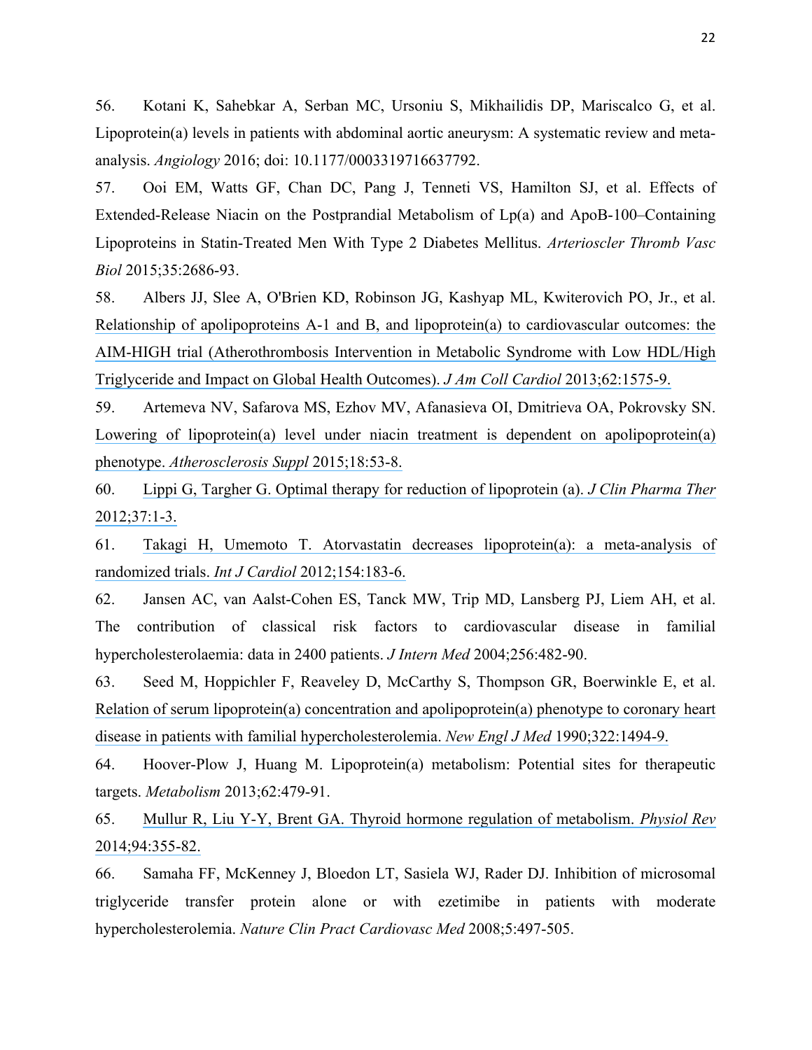56. Kotani K, Sahebkar A, Serban MC, Ursoniu S, Mikhailidis DP, Mariscalco G, et al. Lipoprotein(a) levels in patients with abdominal aortic aneurysm: A systematic review and meta-analysis. *Angiology* 2016; doi: 10.1177/0003319716637792.

57. Ooi EM, Watts GF, Chan DC, Pang J, Tenneti VS, Hamilton SJ, et al. Effects of Extended-Release Niacin on the Postprandial Metabolism of Lp(a) and ApoB-100–Containing Lipoproteins in Statin-Treated Men With Type 2 Diabetes Mellitus. *Arterioscler Thromb Vasc Biol* 2015;35:2686-93.

58. Albers JJ, Slee A, O'Brien KD, Robinson JG, Kashyap ML, Kwiterovich PO, Jr., et al. Relationship of apolipoproteins A-1 and B, and lipoprotein(a) to cardiovascular outcomes: the AIM-HIGH trial (Atherothrombosis Intervention in Metabolic Syndrome with Low HDL/High Triglyceride and Impact on Global Health Outcomes). *J Am Coll Cardiol* 2013;62:1575-9.

59. Artemeva NV, Safarova MS, Ezhov MV, Afanasieva OI, Dmitrieva OA, Pokrovsky SN. Lowering of lipoprotein(a) level under niacin treatment is dependent on apolipoprotein(a) phenotype. *Atherosclerosis Suppl* 2015;18:53-8.

60. Lippi G, Targher G. Optimal therapy for reduction of lipoprotein (a). *J Clin Pharma Ther* 2012;37:1-3.

61. Takagi H, Umemoto T. Atorvastatin decreases lipoprotein(a): a meta-analysis of randomized trials. *Int J Cardiol* 2012;154:183-6.

62. Jansen AC, van Aalst-Cohen ES, Tanck MW, Trip MD, Lansberg PJ, Liem AH, et al. The contribution of classical risk factors to cardiovascular disease in familial hypercholesterolaemia: data in 2400 patients. *J Intern Med* 2004;256:482-90.

63. Seed M, Hoppichler F, Reaveley D, McCarthy S, Thompson GR, Boerwinkle E, et al. Relation of serum lipoprotein(a) concentration and apolipoprotein(a) phenotype to coronary heart disease in patients with familial hypercholesterolemia. *New Engl J Med* 1990;322:1494-9.

64. Hoover-Plow J, Huang M. Lipoprotein(a) metabolism: Potential sites for therapeutic targets. *Metabolism* 2013;62:479-91.

65. Mullur R, Liu Y-Y, Brent GA. Thyroid hormone regulation of metabolism. *Physiol Rev* 2014;94:355-82.

66. Samaha FF, McKenney J, Bloedon LT, Sasiela WJ, Rader DJ. Inhibition of microsomal triglyceride transfer protein alone or with ezetimibe in patients with moderate hypercholesterolemia. *Nature Clin Pract Cardiovasc Med* 2008;5:497-505.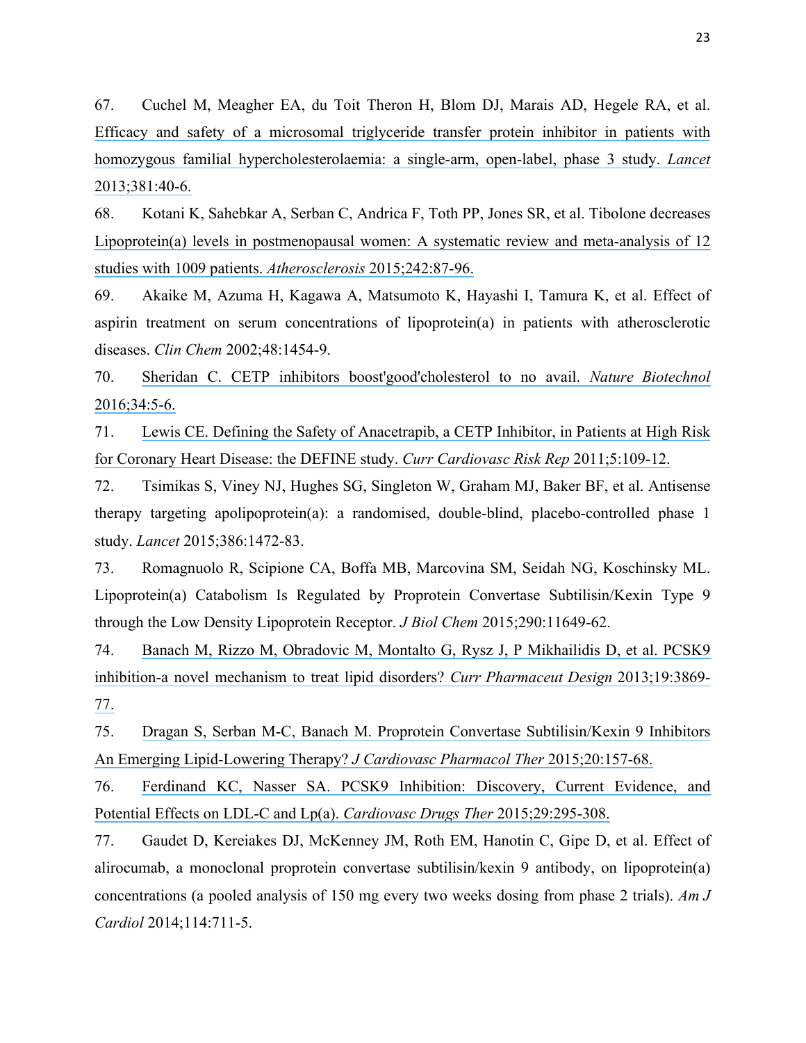67. Cuchel M, Meagher EA, du Toit Theron H, Blom DJ, Marais AD, Hegele RA, et al. Efficacy and safety of a microsomal triglyceride transfer protein inhibitor in patients with homozygous familial hypercholesterolaemia: a single-arm, open-label, phase 3 study. *Lancet* 2013;381:40-6.

68. Kotani K, Sahebkar A, Serban C, Andrica F, Toth PP, Jones SR, et al. Tibolone decreases Lipoprotein(a) levels in postmenopausal women: A systematic review and meta-analysis of 12 studies with 1009 patients. *Atherosclerosis* 2015;242:87-96.

69. Akaike M, Azuma H, Kagawa A, Matsumoto K, Hayashi I, Tamura K, et al. Effect of aspirin treatment on serum concentrations of lipoprotein(a) in patients with atherosclerotic diseases. *Clin Chem* 2002;48:1454-9.

70. Sheridan C. CETP inhibitors boost'good'cholesterol to no avail. *Nature Biotechnol* 2016;34:5-6.

71. Lewis CE. Defining the Safety of Anacetrapib, a CETP Inhibitor, in Patients at High Risk for Coronary Heart Disease: the DEFINE study. *Curr Cardiovasc Risk Rep* 2011;5:109-12.

72. Tsimikas S, Viney NJ, Hughes SG, Singleton W, Graham MJ, Baker BF, et al. Antisense therapy targeting apolipoprotein(a): a randomised, double-blind, placebo-controlled phase 1 study. *Lancet* 2015;386:1472-83.

73. Romagnuolo R, Scipione CA, Boffa MB, Marcovina SM, Seidah NG, Koschinsky ML. Lipoprotein(a) Catabolism Is Regulated by Proprotein Convertase Subtilisin/Kexin Type 9 through the Low Density Lipoprotein Receptor. *J Biol Chem* 2015;290:11649-62.

74. Banach M, Rizzo M, Obradovic M, Montalto G, Rysz J, P Mikhailidis D, et al. PCSK9 inhibition-a novel mechanism to treat lipid disorders? *Curr Pharmaceut Design* 2013;19:3869-77.

75. Dragan S, Serban M-C, Banach M. Proprotein Convertase Subtilisin/Kexin 9 Inhibitors An Emerging Lipid-Lowering Therapy? *J Cardiovasc Pharmacol Ther* 2015;20:157-68.

76. Ferdinand KC, Nasser SA. PCSK9 Inhibition: Discovery, Current Evidence, and Potential Effects on LDL-C and Lp(a). *Cardiovasc Drugs Ther* 2015;29:295-308.

77. Gaudet D, Kereiakes DJ, McKenney JM, Roth EM, Hanotin C, Gipe D, et al. Effect of alirocumab, a monoclonal proprotein convertase subtilisin/kexin 9 antibody, on lipoprotein(a) concentrations (a pooled analysis of 150 mg every two weeks dosing from phase 2 trials). *Am J Cardiol* 2014;114:711-5.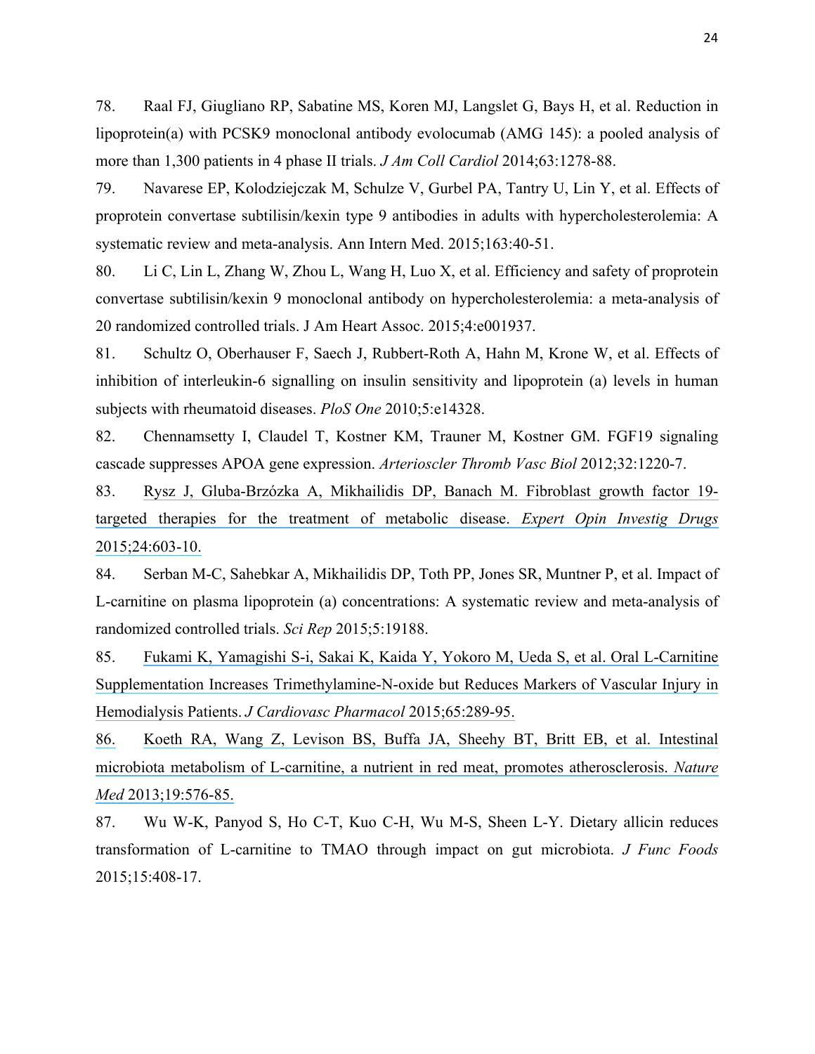78. Raal FJ, Giugliano RP, Sabatine MS, Koren MJ, Langslet G, Bays H, et al. Reduction in lipoprotein(a) with PCSK9 monoclonal antibody evolocumab (AMG 145): a pooled analysis of more than 1,300 patients in 4 phase II trials. *J Am Coll Cardiol* 2014;63:1278-88.

79. Navarese EP, Kolodziejczak M, Schulze V, Gurbel PA, Tantry U, Lin Y, et al. Effects of proprotein convertase subtilisin/kexin type 9 antibodies in adults with hypercholesterolemia: A systematic review and meta-analysis. Ann Intern Med. 2015;163:40-51.

80. Li C, Lin L, Zhang W, Zhou L, Wang H, Luo X, et al. Efficiency and safety of proprotein convertase subtilisin/kexin 9 monoclonal antibody on hypercholesterolemia: a meta-analysis of 20 randomized controlled trials. J Am Heart Assoc. 2015;4:e001937.

81. Schultz O, Oberhauser F, Saech J, Rubbert-Roth A, Hahn M, Krone W, et al. Effects of inhibition of interleukin-6 signalling on insulin sensitivity and lipoprotein (a) levels in human subjects with rheumatoid diseases. *PloS One* 2010;5:e14328.

82. Chennamsetty I, Claudel T, Kostner KM, Trauner M, Kostner GM. FGF19 signaling cascade suppresses APOA gene expression. *Arterioscler Thromb Vasc Biol* 2012;32:1220-7.

83. Rysz J, Gluba-Brzózka A, Mikhailidis DP, Banach M. Fibroblast growth factor 19-targeted therapies for the treatment of metabolic disease. *Expert Opin Investig Drugs* 2015;24:603-10.

84. Serban M-C, Sahebkar A, Mikhailidis DP, Toth PP, Jones SR, Muntner P, et al. Impact of L-carnitine on plasma lipoprotein (a) concentrations: A systematic review and meta-analysis of randomized controlled trials. *Sci Rep* 2015;5:19188.

85. Fukami K, Yamagishi S-i, Sakai K, Kaida Y, Yokoro M, Ueda S, et al. Oral L-Carnitine Supplementation Increases Trimethylamine-N-oxide but Reduces Markers of Vascular Injury in Hemodialysis Patients. *J Cardiovasc Pharmacol* 2015;65:289-95.

86. Koeth RA, Wang Z, Levison BS, Buffa JA, Sheehy BT, Britt EB, et al. Intestinal microbiota metabolism of L-carnitine, a nutrient in red meat, promotes atherosclerosis. *Nature Med* 2013;19:576-85.

87. Wu W-K, Panyod S, Ho C-T, Kuo C-H, Wu M-S, Sheen L-Y. Dietary allicin reduces transformation of L-carnitine to TMAO through impact on gut microbiota. *J Func Foods* 2015;15:408-17.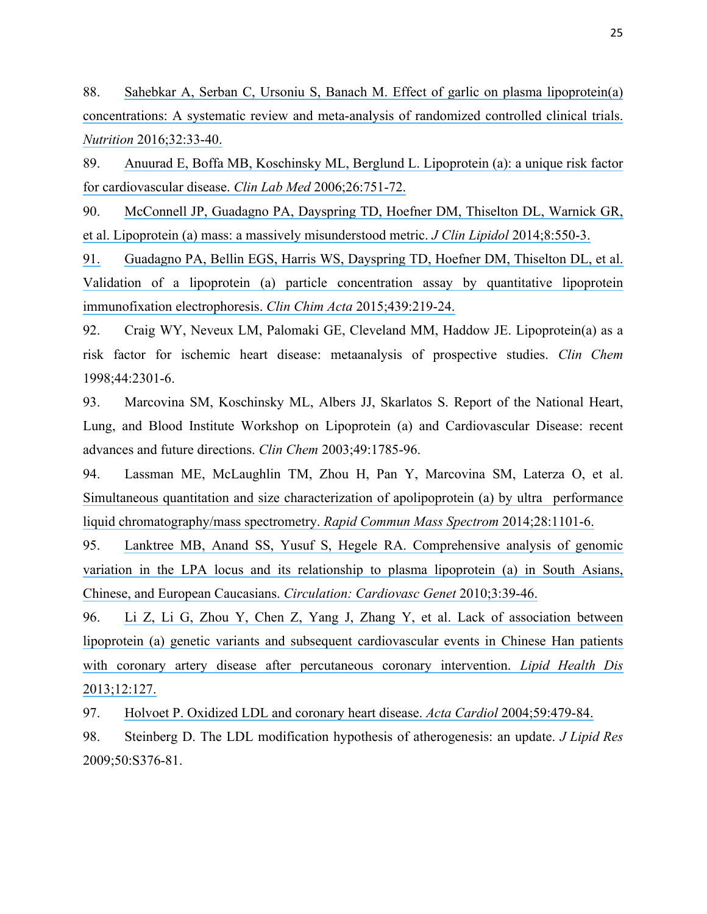88. Sahebkar A, Serban C, Ursoniu S, Banach M. Effect of garlic on plasma lipoprotein(a) concentrations: A systematic review and meta-analysis of randomized controlled clinical trials. *Nutrition* 2016;32:33-40.

89. Anuurad E, Boffa MB, Koschinsky ML, Berglund L. Lipoprotein (a): a unique risk factor for cardiovascular disease. *Clin Lab Med* 2006;26:751-72.

90. McConnell JP, Guadagno PA, Dayspring TD, Hoefner DM, Thiselton DL, Warnick GR, et al. Lipoprotein (a) mass: a massively misunderstood metric. *J Clin Lipidol* 2014;8:550-3.

91. Guadagno PA, Bellin EGS, Harris WS, Dayspring TD, Hoefner DM, Thiselton DL, et al. Validation of a lipoprotein (a) particle concentration assay by quantitative lipoprotein immunofixation electrophoresis. *Clin Chim Acta* 2015;439:219-24.

92. Craig WY, Neveux LM, Palomaki GE, Cleveland MM, Haddow JE. Lipoprotein(a) as a risk factor for ischemic heart disease: metaanalysis of prospective studies. *Clin Chem* 1998;44:2301-6.

93. Marcovina SM, Koschinsky ML, Albers JJ, Skarlatos S. Report of the National Heart, Lung, and Blood Institute Workshop on Lipoprotein (a) and Cardiovascular Disease: recent advances and future directions. *Clin Chem* 2003;49:1785-96.

94. Lassman ME, McLaughlin TM, Zhou H, Pan Y, Marcovina SM, Laterza O, et al. Simultaneous quantitation and size characterization of apolipoprotein (a) by ultra performance liquid chromatography/mass spectrometry. *Rapid Commun Mass Spectrom* 2014;28:1101-6.

95. Lanktree MB, Anand SS, Yusuf S, Hegele RA. Comprehensive analysis of genomic variation in the LPA locus and its relationship to plasma lipoprotein (a) in South Asians, Chinese, and European Caucasians. *Circulation: Cardiovasc Genet* 2010;3:39-46.

96. Li Z, Li G, Zhou Y, Chen Z, Yang J, Zhang Y, et al. Lack of association between lipoprotein (a) genetic variants and subsequent cardiovascular events in Chinese Han patients with coronary artery disease after percutaneous coronary intervention. *Lipid Health Dis* 2013;12:127.

97. Holvoet P. Oxidized LDL and coronary heart disease. *Acta Cardiol* 2004;59:479-84.

98. Steinberg D. The LDL modification hypothesis of atherogenesis: an update. *J Lipid Res* 2009;50:S376-81.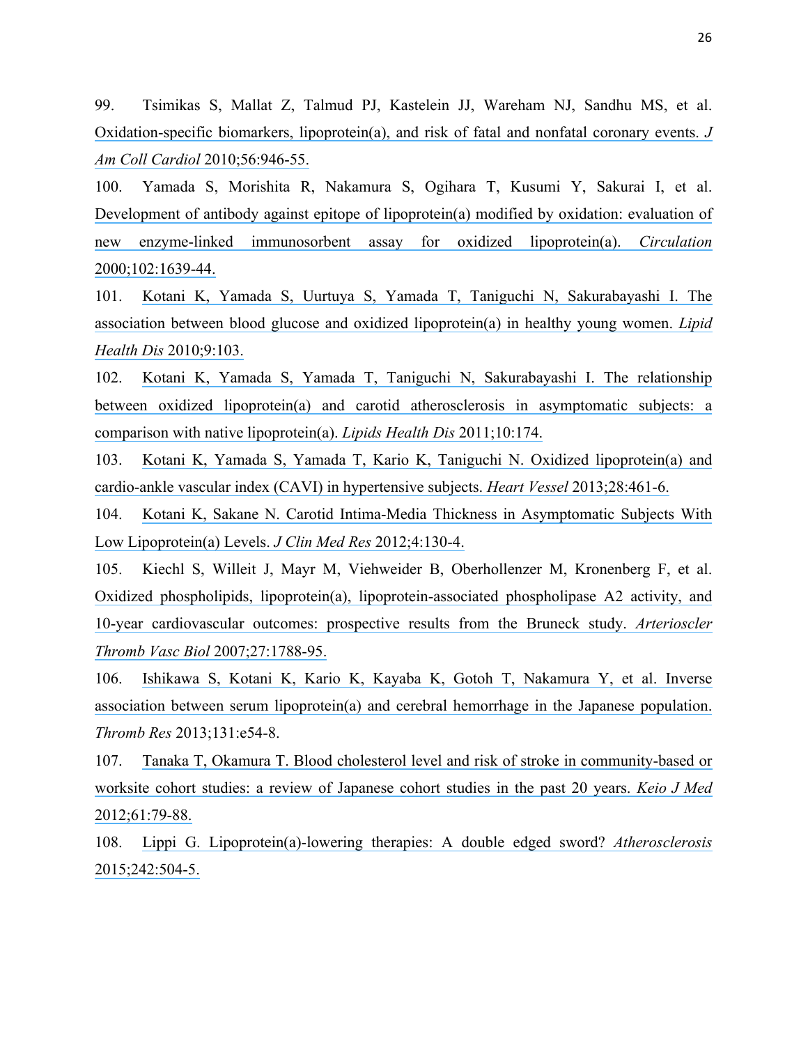99. Tsimikas S, Mallat Z, Talmud PJ, Kastelein JJ, Wareham NJ, Sandhu MS, et al. Oxidation-specific biomarkers, lipoprotein(a), and risk of fatal and nonfatal coronary events. *J Am Coll Cardiol* 2010;56:946-55.

100. Yamada S, Morishita R, Nakamura S, Ogihara T, Kusumi Y, Sakurai I, et al. Development of antibody against epitope of lipoprotein(a) modified by oxidation: evaluation of new enzyme-linked immunosorbent assay for oxidized lipoprotein(a). *Circulation* 2000;102:1639-44.

101. Kotani K, Yamada S, Uurtuya S, Yamada T, Taniguchi N, Sakurabayashi I. The association between blood glucose and oxidized lipoprotein(a) in healthy young women. *Lipid Health Dis* 2010;9:103.

102. Kotani K, Yamada S, Yamada T, Taniguchi N, Sakurabayashi I. The relationship between oxidized lipoprotein(a) and carotid atherosclerosis in asymptomatic subjects: a comparison with native lipoprotein(a). *Lipids Health Dis* 2011;10:174.

103. Kotani K, Yamada S, Yamada T, Kario K, Taniguchi N. Oxidized lipoprotein(a) and cardio-ankle vascular index (CAVI) in hypertensive subjects. *Heart Vessel* 2013;28:461-6.

104. Kotani K, Sakane N. Carotid Intima-Media Thickness in Asymptomatic Subjects With Low Lipoprotein(a) Levels. *J Clin Med Res* 2012;4:130-4.

105. Kiechl S, Willeit J, Mayr M, Viehweider B, Oberhollenzer M, Kronenberg F, et al. Oxidized phospholipids, lipoprotein(a), lipoprotein-associated phospholipase A2 activity, and 10-year cardiovascular outcomes: prospective results from the Bruneck study. *Arterioscler Thromb Vasc Biol* 2007;27:1788-95.

106. Ishikawa S, Kotani K, Kario K, Kayaba K, Gotoh T, Nakamura Y, et al. Inverse association between serum lipoprotein(a) and cerebral hemorrhage in the Japanese population. *Thromb Res* 2013;131:e54-8.

107. Tanaka T, Okamura T. Blood cholesterol level and risk of stroke in community-based or worksite cohort studies: a review of Japanese cohort studies in the past 20 years. *Keio J Med* 2012;61:79-88.

108. Lippi G. Lipoprotein(a)-lowering therapies: A double edged sword? *Atherosclerosis* 2015;242:504-5.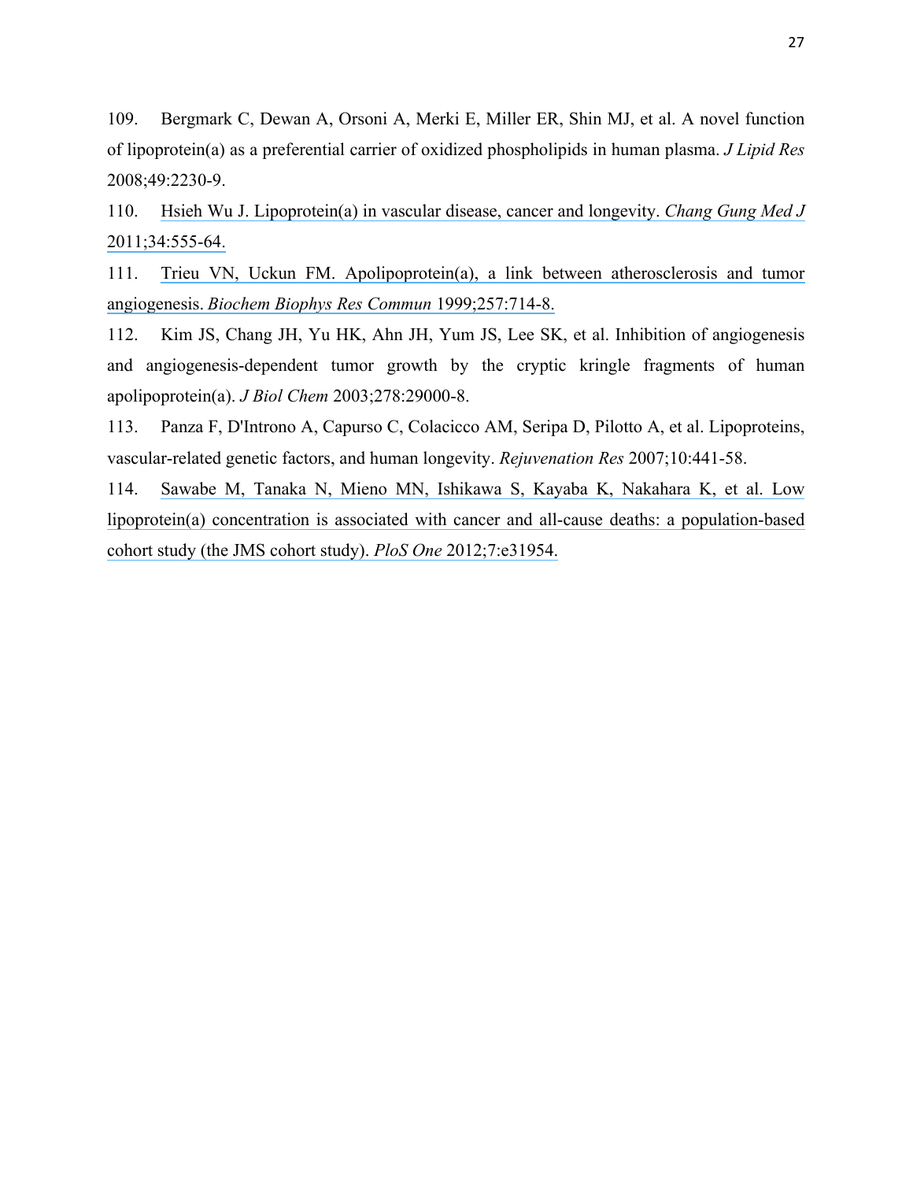109. Bergmark C, Dewan A, Orsoni A, Merki E, Miller ER, Shin MJ, et al. A novel function of lipoprotein(a) as a preferential carrier of oxidized phospholipids in human plasma. *J Lipid Res* 2008;49:2230-9.

110. Hsieh Wu J. Lipoprotein(a) in vascular disease, cancer and longevity. *Chang Gung Med J* 2011;34:555-64.

111. Trieu VN, Uckun FM. Apolipoprotein(a), a link between atherosclerosis and tumor angiogenesis. *Biochem Biophys Res Commun* 1999;257:714-8.

112. Kim JS, Chang JH, Yu HK, Ahn JH, Yum JS, Lee SK, et al. Inhibition of angiogenesis and angiogenesis-dependent tumor growth by the cryptic kringle fragments of human apolipoprotein(a). *J Biol Chem* 2003;278:29000-8.

113. Panza F, D'Introno A, Capurso C, Colacicco AM, Seripa D, Pilotto A, et al. Lipoproteins, vascular-related genetic factors, and human longevity. *Rejuvenation Res* 2007;10:441-58.

114. Sawabe M, Tanaka N, Mieno MN, Ishikawa S, Kayaba K, Nakahara K, et al. Low lipoprotein(a) concentration is associated with cancer and all-cause deaths: a population-based cohort study (the JMS cohort study). *PloS One* 2012;7:e31954.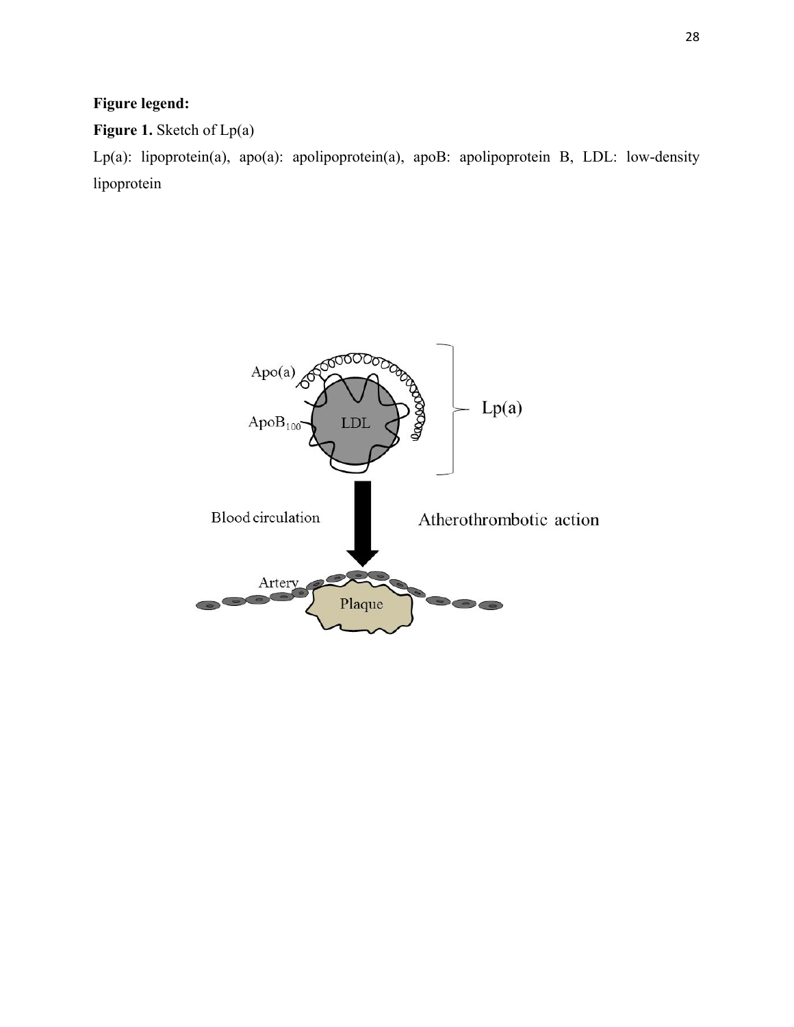**Figure legend:**

**Figure 1.** Sketch of Lp(a)

Lp(a): lipoprotein(a), apo(a): apolipoprotein(a), apoB: apolipoprotein B, LDL: low-density lipoprotein

Apo(a)

$ApoB_{100}$

LDL

Lp(a)

Blood circulation

Atherothrombotic action

Artery

Plaque